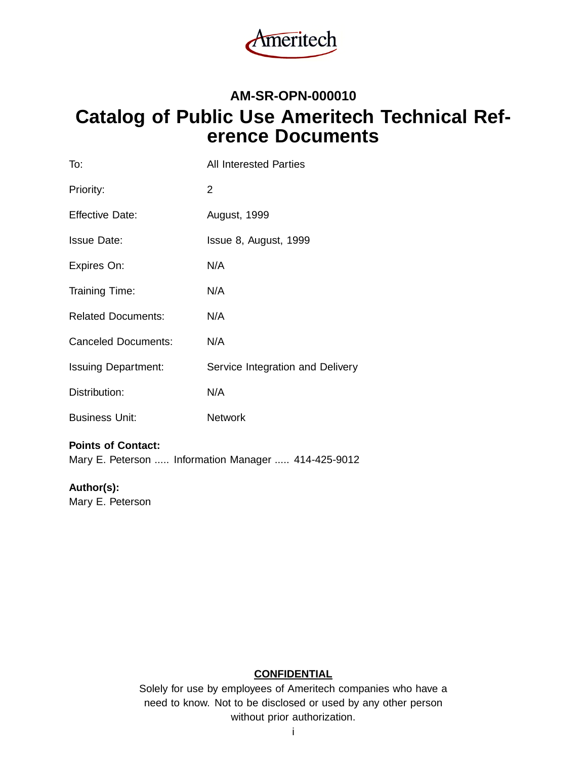Ameritech

**AM-SR-OPN-000010**

# Catalog of Public Use Ameritech Technical Reference Documents

| | |
|---|---|
| To: | All Interested Parties |
| Priority: | 2 |
| Effective Date: | August, 1999 |
| Issue Date: | Issue 8, August, 1999 |
| Expires On: | N/A |
| Training Time: | N/A |
| Related Documents: | N/A |
| Canceled Documents: | N/A |
| Issuing Department: | Service Integration and Delivery |
| Distribution: | N/A |
| Business Unit: | Network |

**Points of Contact:**
Mary E. Peterson ..... Information Manager ..... 414-425-9012

**Author(s):**
Mary E. Peterson

**CONFIDENTIAL**

Solely for use by employees of Ameritech companies who have a need to know. Not to be disclosed or used by any other person without prior authorization.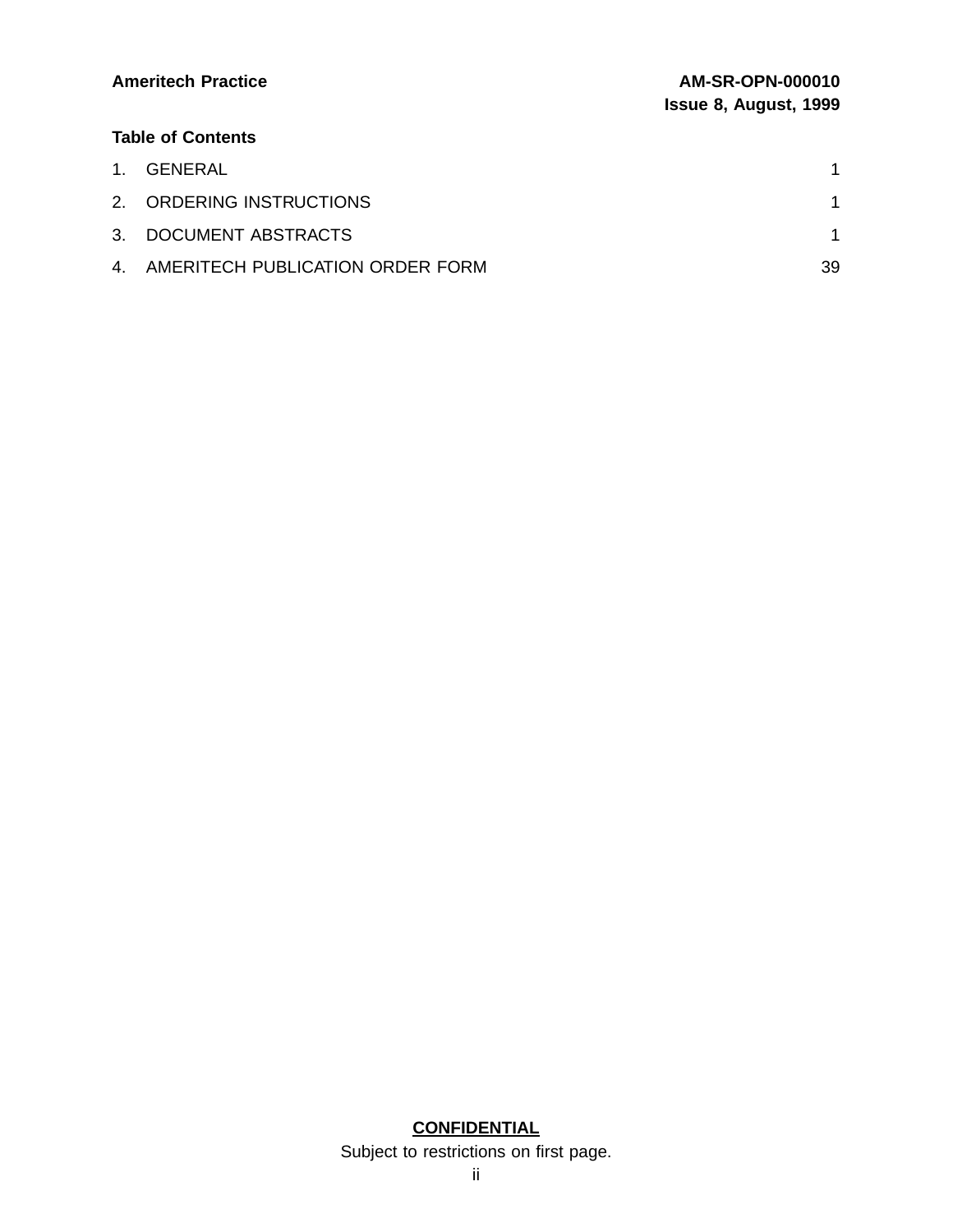## Table of Contents

| | | |
|---|---|---|
| 1. | GENERAL | 1 |
| 2. | ORDERING INSTRUCTIONS | 1 |
| 3. | DOCUMENT ABSTRACTS | 1 |
| 4. | AMERITECH PUBLICATION ORDER FORM | 39 |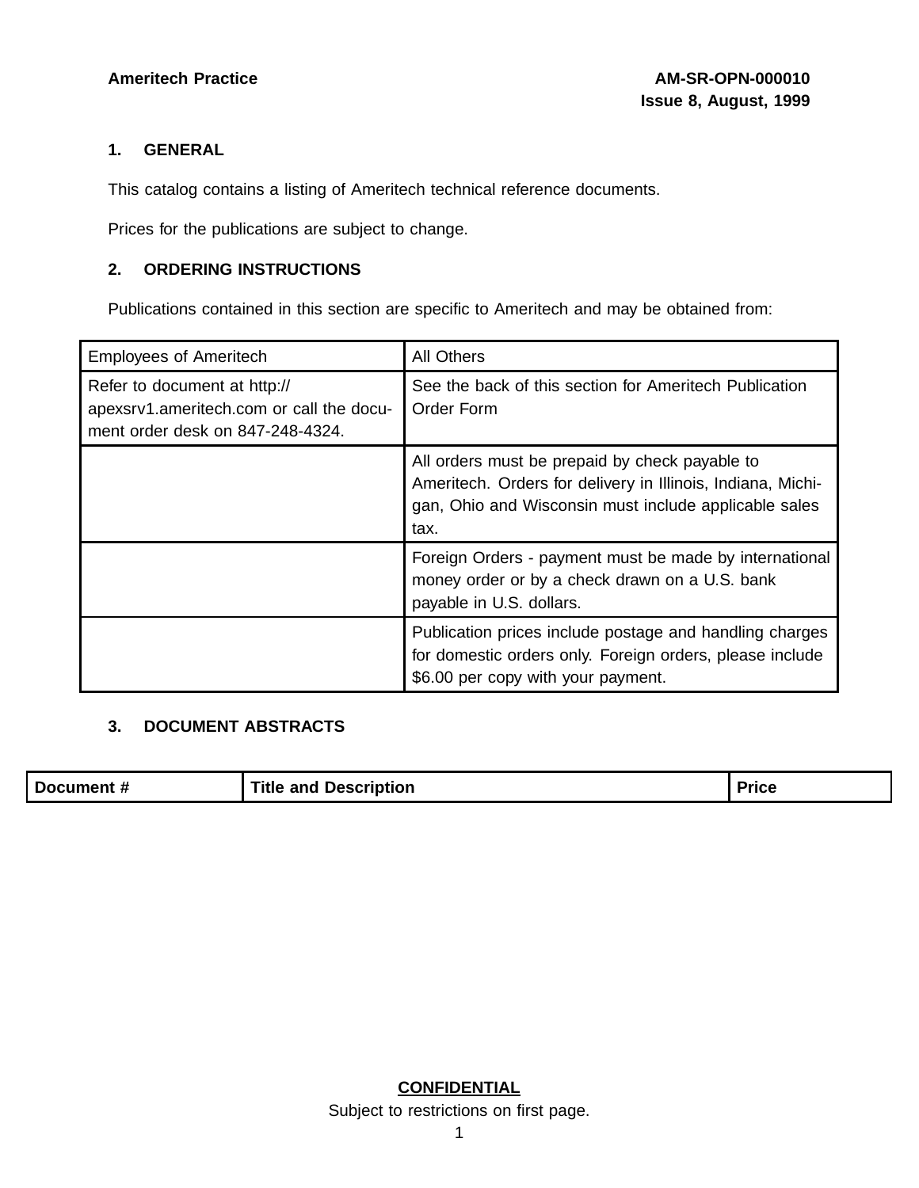## 1. GENERAL

This catalog contains a listing of Ameritech technical reference documents.

Prices for the publications are subject to change.

## 2. ORDERING INSTRUCTIONS

Publications contained in this section are specific to Ameritech and may be obtained from:

| Employees of Ameritech | All Others |
|---|---|
| Refer to document at http://apexsrv1.ameritech.com or call the document order desk on 847-248-4324. | See the back of this section for Ameritech Publication Order Form |
| | All orders must be prepaid by check payable to Ameritech. Orders for delivery in Illinois, Indiana, Michigan, Ohio and Wisconsin must include applicable sales tax. |
| | Foreign Orders - payment must be made by international money order or by a check drawn on a U.S. bank payable in U.S. dollars. |
| | Publication prices include postage and handling charges for domestic orders only. Foreign orders, please include $6.00 per copy with your payment. |

## 3. DOCUMENT ABSTRACTS

| Document # | Title and Description | Price |
|---|---|---|

**CONFIDENTIAL**

Subject to restrictions on first page.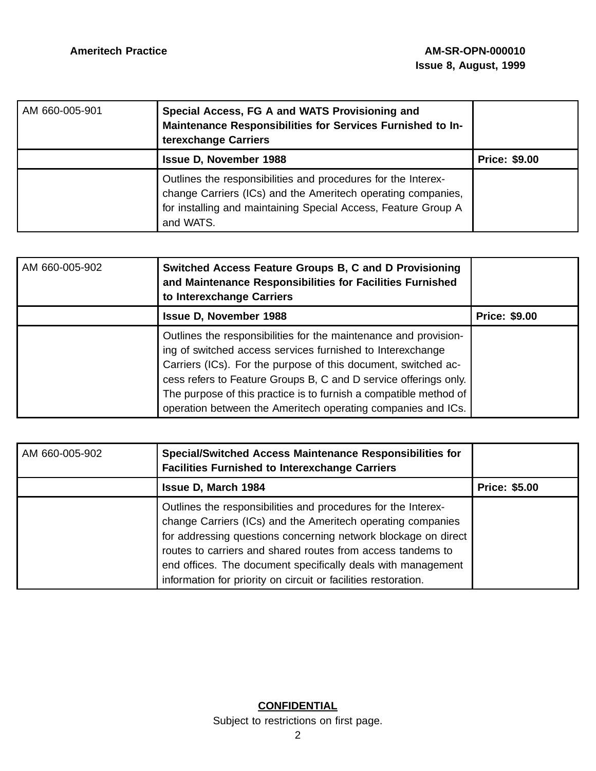| AM 660-005-901 | **Special Access, FG A and WATS Provisioning and Maintenance Responsibilities for Services Furnished to Interexchange Carriers** | |
|---|---|---|
| | **Issue D, November 1988** | **Price: $9.00** |
| | Outlines the responsibilities and procedures for the Interexchange Carriers (ICs) and the Ameritech operating companies, for installing and maintaining Special Access, Feature Group A and WATS. | |

| AM 660-005-902 | **Switched Access Feature Groups B, C and D Provisioning and Maintenance Responsibilities for Facilities Furnished to Interexchange Carriers** | |
|---|---|---|
| | **Issue D, November 1988** | **Price: $9.00** |
| | Outlines the responsibilities for the maintenance and provisioning of switched access services furnished to Interexchange Carriers (ICs). For the purpose of this document, switched access refers to Feature Groups B, C and D service offerings only. The purpose of this practice is to furnish a compatible method of operation between the Ameritech operating companies and ICs. | |

| AM 660-005-902 | **Special/Switched Access Maintenance Responsibilities for Facilities Furnished to Interexchange Carriers** | |
|---|---|---|
| | **Issue D, March 1984** | **Price: $5.00** |
| | Outlines the responsibilities and procedures for the Interexchange Carriers (ICs) and the Ameritech operating companies for addressing questions concerning network blockage on direct routes to carriers and shared routes from access tandems to end offices. The document specifically deals with management information for priority on circuit or facilities restoration. | |

**CONFIDENTIAL**

Subject to restrictions on first page.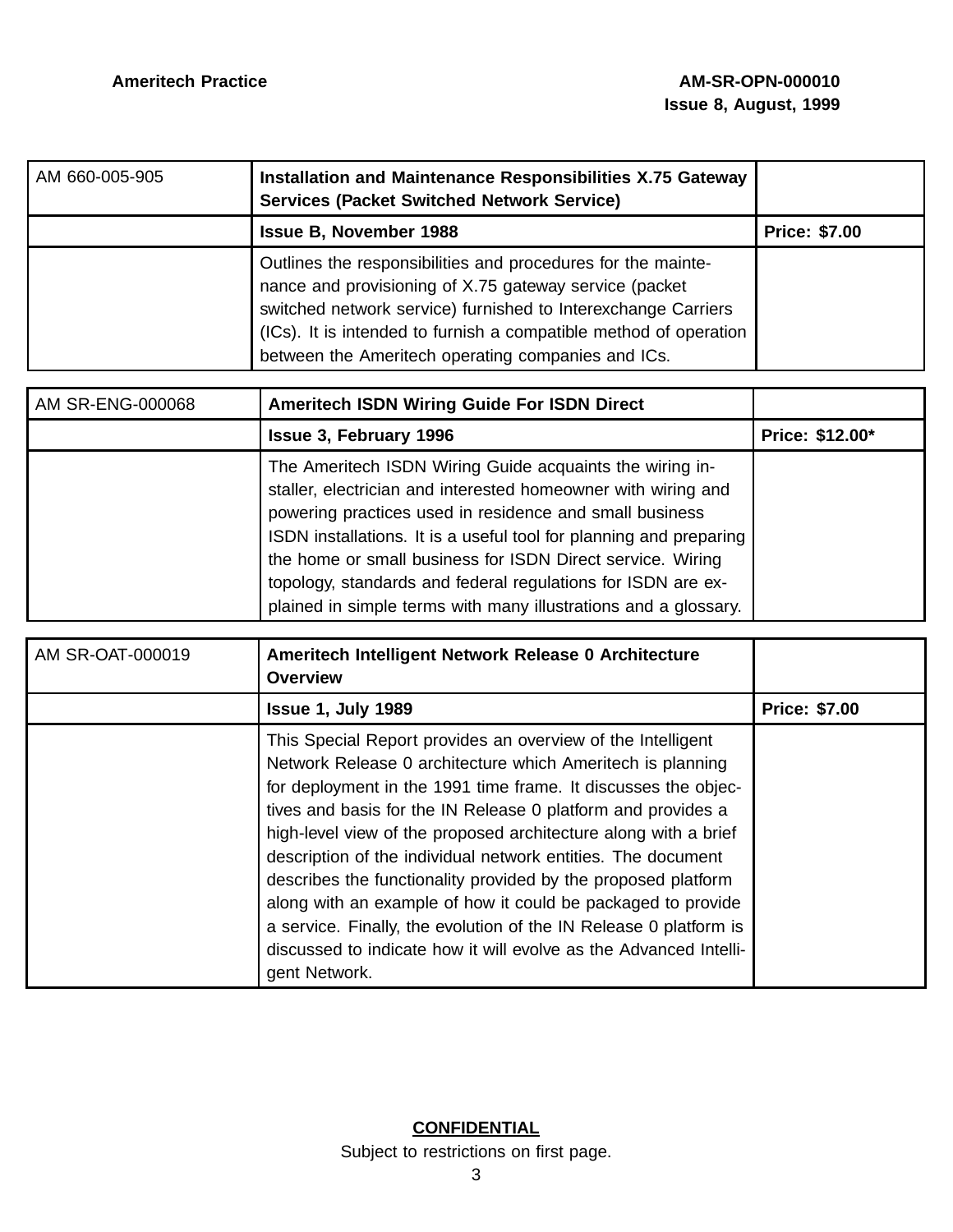| AM 660-005-905 | **Installation and Maintenance Responsibilities X.75 Gateway Services (Packet Switched Network Service)** | |
|---|---|---|
| | **Issue B, November 1988** | **Price: $7.00** |
| | Outlines the responsibilities and procedures for the maintenance and provisioning of X.75 gateway service (packet switched network service) furnished to Interexchange Carriers (ICs). It is intended to furnish a compatible method of operation between the Ameritech operating companies and ICs. | |

| AM SR-ENG-000068 | **Ameritech ISDN Wiring Guide For ISDN Direct** | |
|---|---|---|
| | **Issue 3, February 1996** | **Price: $12.00*** |
| | The Ameritech ISDN Wiring Guide acquaints the wiring installer, electrician and interested homeowner with wiring and powering practices used in residence and small business ISDN installations. It is a useful tool for planning and preparing the home or small business for ISDN Direct service. Wiring topology, standards and federal regulations for ISDN are explained in simple terms with many illustrations and a glossary. | |

| AM SR-OAT-000019 | **Ameritech Intelligent Network Release 0 Architecture Overview** | |
|---|---|---|
| | **Issue 1, July 1989** | **Price: $7.00** |
| | This Special Report provides an overview of the Intelligent Network Release 0 architecture which Ameritech is planning for deployment in the 1991 time frame. It discusses the objectives and basis for the IN Release 0 platform and provides a high-level view of the proposed architecture along with a brief description of the individual network entities. The document describes the functionality provided by the proposed platform along with an example of how it could be packaged to provide a service. Finally, the evolution of the IN Release 0 platform is discussed to indicate how it will evolve as the Advanced Intelligent Network. | |

**CONFIDENTIAL**

Subject to restrictions on first page.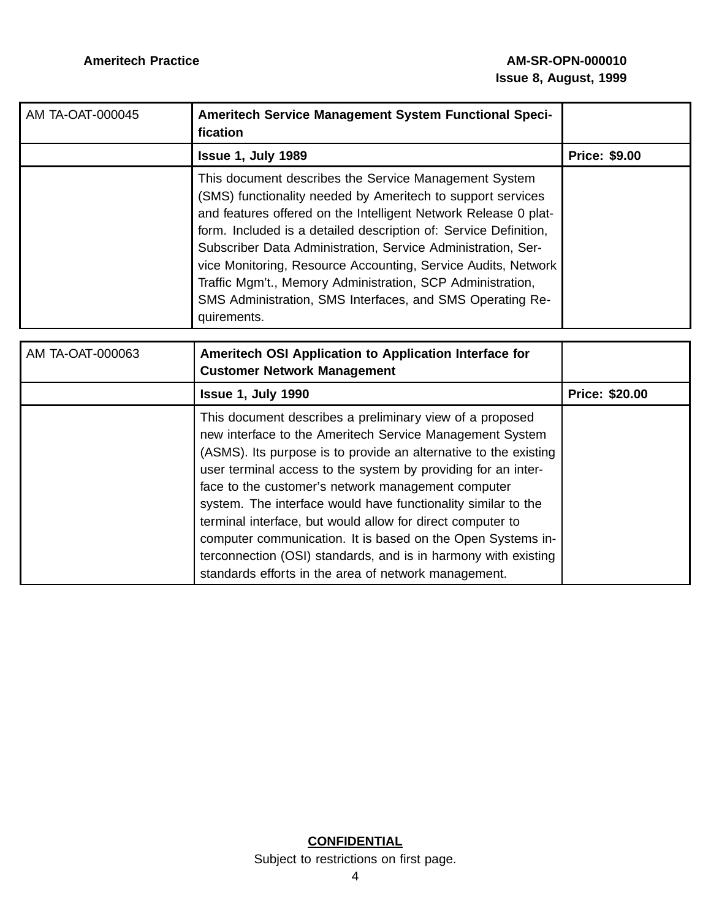| AM TA-OAT-000045 | **Ameritech Service Management System Functional Specification** | |
|---|---|---|
| | **Issue 1, July 1989** | **Price: $9.00** |
| | This document describes the Service Management System (SMS) functionality needed by Ameritech to support services and features offered on the Intelligent Network Release 0 platform. Included is a detailed description of: Service Definition, Subscriber Data Administration, Service Administration, Service Monitoring, Resource Accounting, Service Audits, Network Traffic Mgm't., Memory Administration, SCP Administration, SMS Administration, SMS Interfaces, and SMS Operating Requirements. | |

| AM TA-OAT-000063 | **Ameritech OSI Application to Application Interface for Customer Network Management** | |
|---|---|---|
| | **Issue 1, July 1990** | **Price: $20.00** |
| | This document describes a preliminary view of a proposed new interface to the Ameritech Service Management System (ASMS). Its purpose is to provide an alternative to the existing user terminal access to the system by providing for an interface to the customer's network management computer system. The interface would have functionality similar to the terminal interface, but would allow for direct computer to computer communication. It is based on the Open Systems interconnection (OSI) standards, and is in harmony with existing standards efforts in the area of network management. | |

**CONFIDENTIAL**

Subject to restrictions on first page.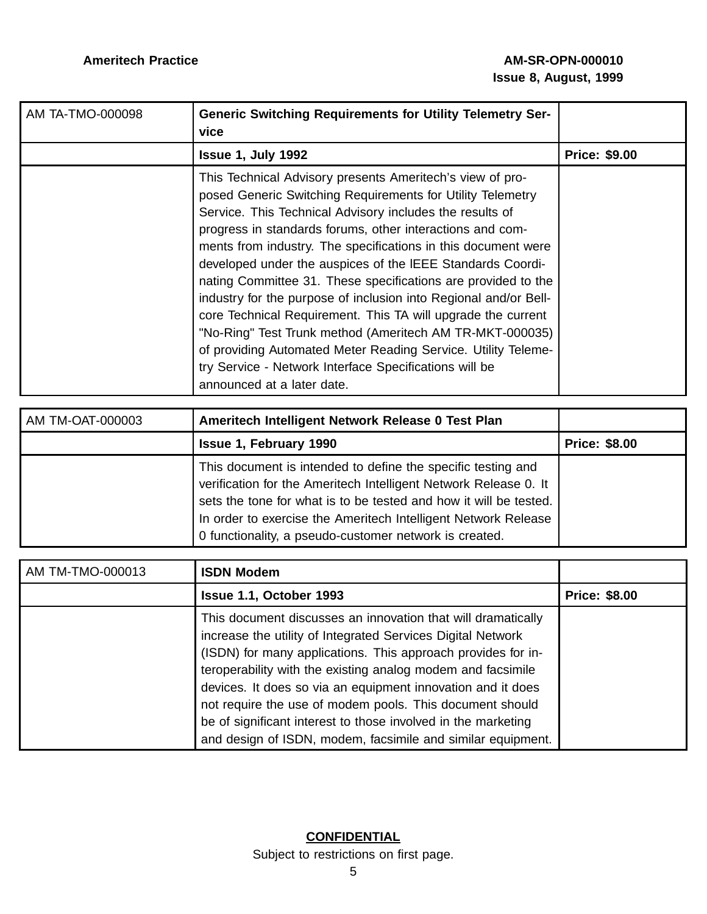| AM TA-TMO-000098 | **Generic Switching Requirements for Utility Telemetry Service** | |
|---|---|---|
| | **Issue 1, July 1992** | **Price: $9.00** |
| | This Technical Advisory presents Ameritech's view of proposed Generic Switching Requirements for Utility Telemetry Service. This Technical Advisory includes the results of progress in standards forums, other interactions and comments from industry. The specifications in this document were developed under the auspices of the IEEE Standards Coordinating Committee 31. These specifications are provided to the industry for the purpose of inclusion into Regional and/or Bellcore Technical Requirement. This TA will upgrade the current "No-Ring" Test Trunk method (Ameritech AM TR-MKT-000035) of providing Automated Meter Reading Service. Utility Telemetry Service - Network Interface Specifications will be announced at a later date. | |

| AM TM-OAT-000003 | **Ameritech Intelligent Network Release 0 Test Plan** | |
|---|---|---|
| | **Issue 1, February 1990** | **Price: $8.00** |
| | This document is intended to define the specific testing and verification for the Ameritech Intelligent Network Release 0. It sets the tone for what is to be tested and how it will be tested. In order to exercise the Ameritech Intelligent Network Release 0 functionality, a pseudo-customer network is created. | |

| AM TM-TMO-000013 | **ISDN Modem** | |
|---|---|---|
| | **Issue 1.1, October 1993** | **Price: $8.00** |
| | This document discusses an innovation that will dramatically increase the utility of Integrated Services Digital Network (ISDN) for many applications. This approach provides for interoperability with the existing analog modem and facsimile devices. It does so via an equipment innovation and it does not require the use of modem pools. This document should be of significant interest to those involved in the marketing and design of ISDN, modem, facsimile and similar equipment. | |

**CONFIDENTIAL**

Subject to restrictions on first page.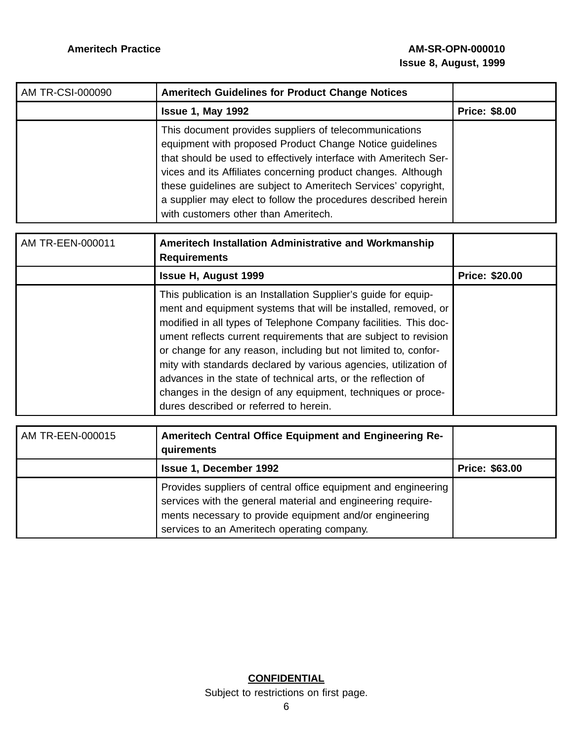| AM TR-CSI-000090 | **Ameritech Guidelines for Product Change Notices** | |
|---|---|---|
| | **Issue 1, May 1992** | **Price: $8.00** |
| | This document provides suppliers of telecommunications equipment with proposed Product Change Notice guidelines that should be used to effectively interface with Ameritech Services and its Affiliates concerning product changes. Although these guidelines are subject to Ameritech Services' copyright, a supplier may elect to follow the procedures described herein with customers other than Ameritech. | |

| AM TR-EEN-000011 | **Ameritech Installation Administrative and Workmanship Requirements** | |
|---|---|---|
| | **Issue H, August 1999** | **Price: $20.00** |
| | This publication is an Installation Supplier's guide for equipment and equipment systems that will be installed, removed, or modified in all types of Telephone Company facilities. This document reflects current requirements that are subject to revision or change for any reason, including but not limited to, conformity with standards declared by various agencies, utilization of advances in the state of technical arts, or the reflection of changes in the design of any equipment, techniques or procedures described or referred to herein. | |

| AM TR-EEN-000015 | **Ameritech Central Office Equipment and Engineering Requirements** | |
|---|---|---|
| | **Issue 1, December 1992** | **Price: $63.00** |
| | Provides suppliers of central office equipment and engineering services with the general material and engineering requirements necessary to provide equipment and/or engineering services to an Ameritech operating company. | |

**CONFIDENTIAL**

Subject to restrictions on first page.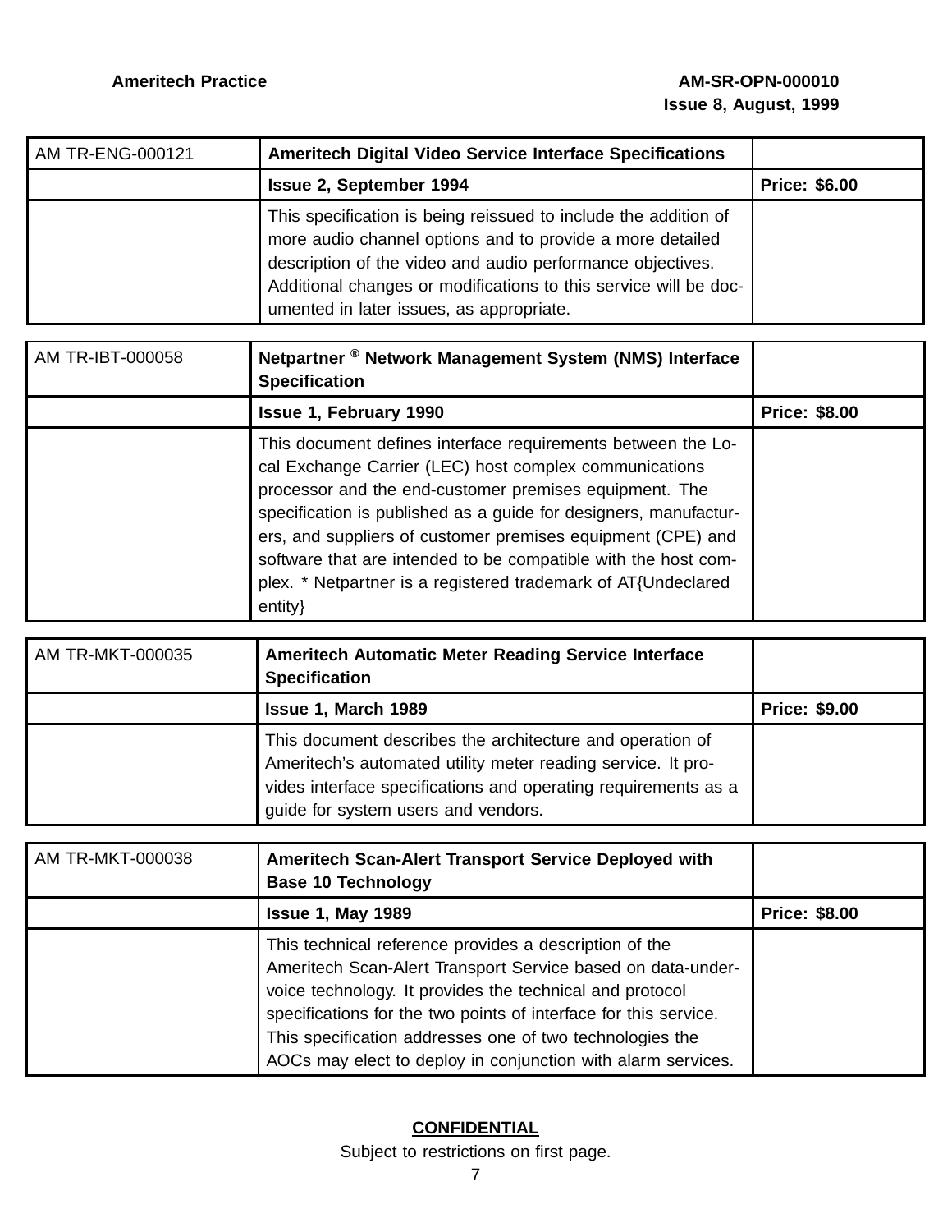| AM TR-ENG-000121 | **Ameritech Digital Video Service Interface Specifications** | |
|---|---|---|
| | **Issue 2, September 1994** | **Price: $6.00** |
| | This specification is being reissued to include the addition of more audio channel options and to provide a more detailed description of the video and audio performance objectives. Additional changes or modifications to this service will be documented in later issues, as appropriate. | |

| AM TR-IBT-000058 | **Netpartner ® Network Management System (NMS) Interface Specification** | |
|---|---|---|
| | **Issue 1, February 1990** | **Price: $8.00** |
| | This document defines interface requirements between the Local Exchange Carrier (LEC) host complex communications processor and the end-customer premises equipment. The specification is published as a guide for designers, manufacturers, and suppliers of customer premises equipment (CPE) and software that are intended to be compatible with the host complex. * Netpartner is a registered trademark of AT{Undeclared entity} | |

| AM TR-MKT-000035 | **Ameritech Automatic Meter Reading Service Interface Specification** | |
|---|---|---|
| | **Issue 1, March 1989** | **Price: $9.00** |
| | This document describes the architecture and operation of Ameritech's automated utility meter reading service. It provides interface specifications and operating requirements as a guide for system users and vendors. | |

| AM TR-MKT-000038 | **Ameritech Scan-Alert Transport Service Deployed with Base 10 Technology** | |
|---|---|---|
| | **Issue 1, May 1989** | **Price: $8.00** |
| | This technical reference provides a description of the Ameritech Scan-Alert Transport Service based on data-under-voice technology. It provides the technical and protocol specifications for the two points of interface for this service. This specification addresses one of two technologies the AOCs may elect to deploy in conjunction with alarm services. | |

**CONFIDENTIAL**

Subject to restrictions on first page.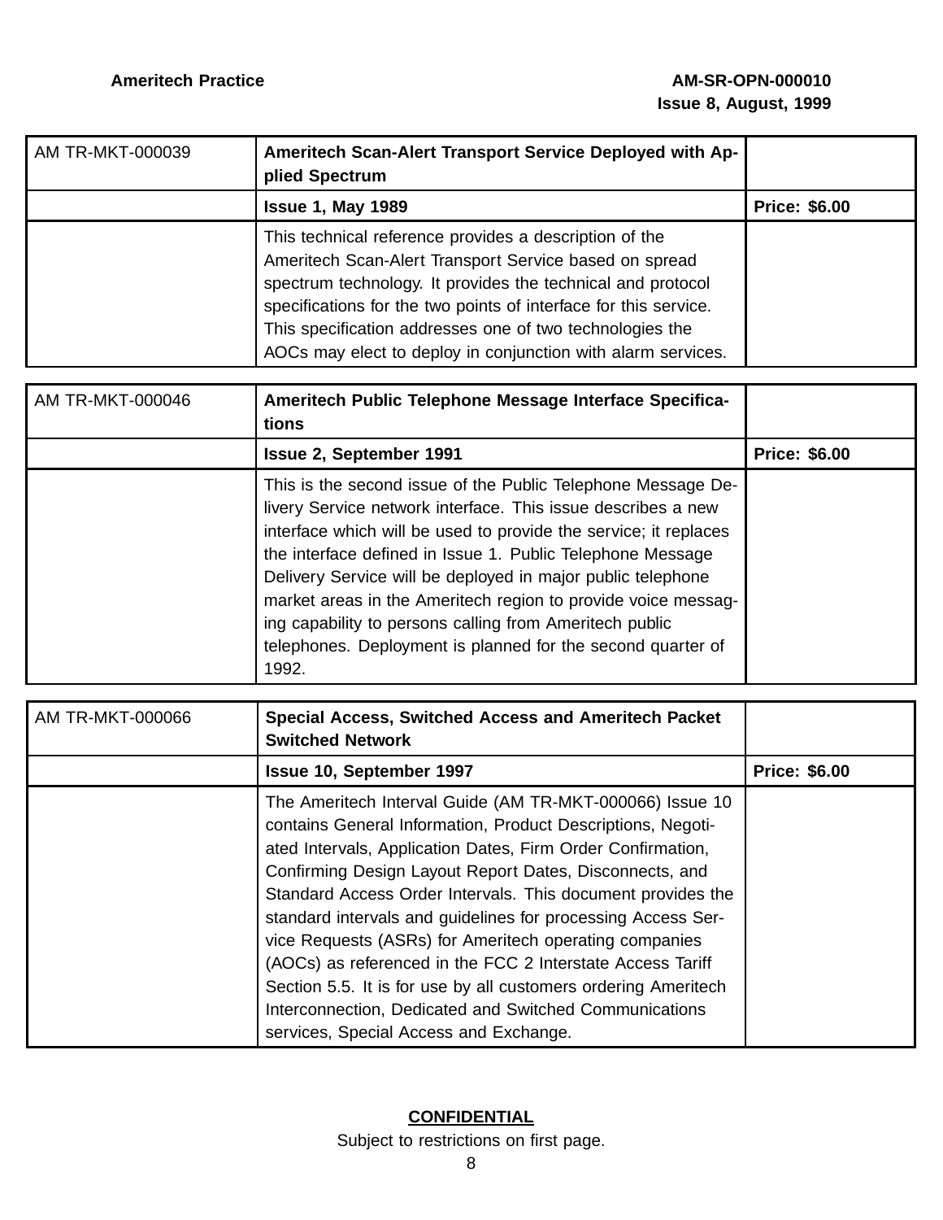| AM TR-MKT-000039 | **Ameritech Scan-Alert Transport Service Deployed with Applied Spectrum** | |
|---|---|---|
| | **Issue 1, May 1989** | **Price: $6.00** |
| | This technical reference provides a description of the Ameritech Scan-Alert Transport Service based on spread spectrum technology. It provides the technical and protocol specifications for the two points of interface for this service. This specification addresses one of two technologies the AOCs may elect to deploy in conjunction with alarm services. | |

| AM TR-MKT-000046 | **Ameritech Public Telephone Message Interface Specifications** | |
|---|---|---|
| | **Issue 2, September 1991** | **Price: $6.00** |
| | This is the second issue of the Public Telephone Message Delivery Service network interface. This issue describes a new interface which will be used to provide the service; it replaces the interface defined in Issue 1. Public Telephone Message Delivery Service will be deployed in major public telephone market areas in the Ameritech region to provide voice messaging capability to persons calling from Ameritech public telephones. Deployment is planned for the second quarter of 1992. | |

| AM TR-MKT-000066 | **Special Access, Switched Access and Ameritech Packet Switched Network** | |
|---|---|---|
| | **Issue 10, September 1997** | **Price: $6.00** |
| | The Ameritech Interval Guide (AM TR-MKT-000066) Issue 10 contains General Information, Product Descriptions, Negotiated Intervals, Application Dates, Firm Order Confirmation, Confirming Design Layout Report Dates, Disconnects, and Standard Access Order Intervals. This document provides the standard intervals and guidelines for processing Access Service Requests (ASRs) for Ameritech operating companies (AOCs) as referenced in the FCC 2 Interstate Access Tariff Section 5.5. It is for use by all customers ordering Ameritech Interconnection, Dedicated and Switched Communications services, Special Access and Exchange. | |

**CONFIDENTIAL**

Subject to restrictions on first page.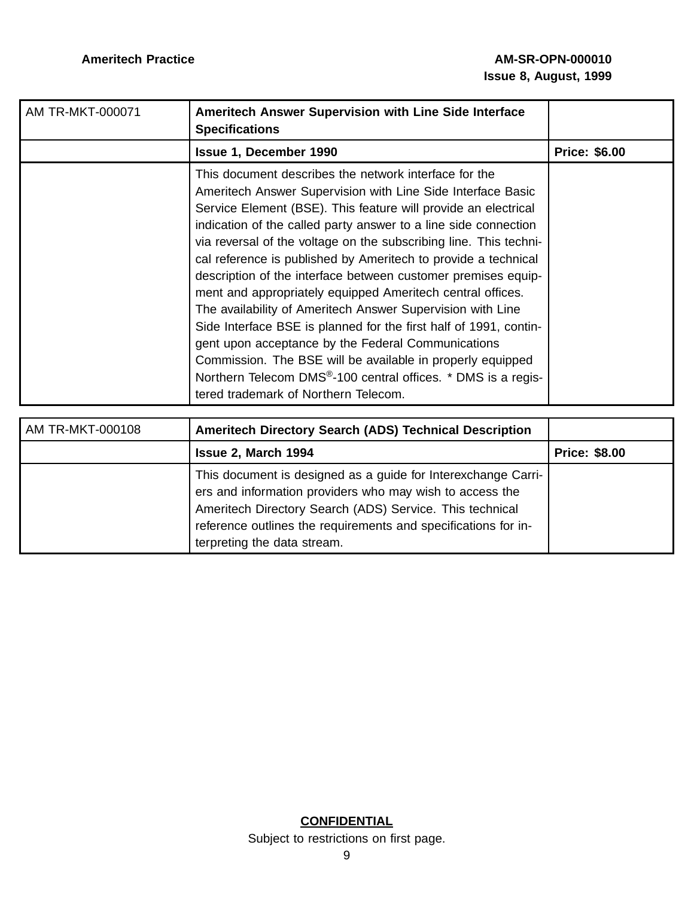| AM TR-MKT-000071 | **Ameritech Answer Supervision with Line Side Interface Specifications** | |
|---|---|---|
| | **Issue 1, December 1990** | **Price: $6.00** |
| | This document describes the network interface for the Ameritech Answer Supervision with Line Side Interface Basic Service Element (BSE). This feature will provide an electrical indication of the called party answer to a line side connection via reversal of the voltage on the subscribing line. This technical reference is published by Ameritech to provide a technical description of the interface between customer premises equipment and appropriately equipped Ameritech central offices. The availability of Ameritech Answer Supervision with Line Side Interface BSE is planned for the first half of 1991, contingent upon acceptance by the Federal Communications Commission. The BSE will be available in properly equipped Northern Telecom DMS®-100 central offices. * DMS is a registered trademark of Northern Telecom. | |

| AM TR-MKT-000108 | **Ameritech Directory Search (ADS) Technical Description** | |
|---|---|---|
| | **Issue 2, March 1994** | **Price: $8.00** |
| | This document is designed as a guide for Interexchange Carriers and information providers who may wish to access the Ameritech Directory Search (ADS) Service. This technical reference outlines the requirements and specifications for interpreting the data stream. | |

**CONFIDENTIAL**

Subject to restrictions on first page.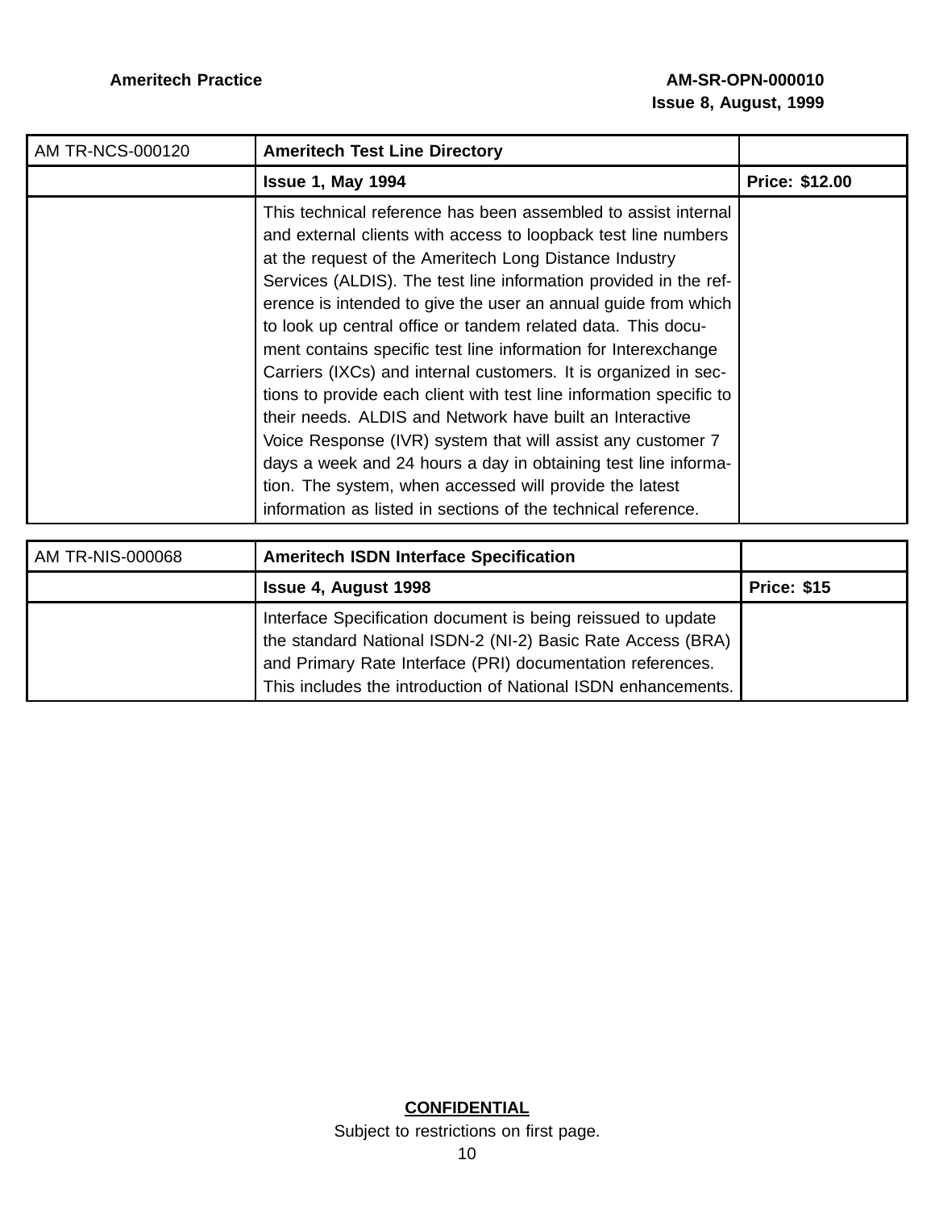| AM TR-NCS-000120 | **Ameritech Test Line Directory** | |
|---|---|---|
| | **Issue 1, May 1994** | **Price: $12.00** |
| | This technical reference has been assembled to assist internal and external clients with access to loopback test line numbers at the request of the Ameritech Long Distance Industry Services (ALDIS). The test line information provided in the reference is intended to give the user an annual guide from which to look up central office or tandem related data. This document contains specific test line information for Interexchange Carriers (IXCs) and internal customers. It is organized in sections to provide each client with test line information specific to their needs. ALDIS and Network have built an Interactive Voice Response (IVR) system that will assist any customer 7 days a week and 24 hours a day in obtaining test line information. The system, when accessed will provide the latest information as listed in sections of the technical reference. | |

| AM TR-NIS-000068 | **Ameritech ISDN Interface Specification** | |
|---|---|---|
| | **Issue 4, August 1998** | **Price: $15** |
| | Interface Specification document is being reissued to update the standard National ISDN-2 (NI-2) Basic Rate Access (BRA) and Primary Rate Interface (PRI) documentation references. This includes the introduction of National ISDN enhancements. | |

**CONFIDENTIAL**

Subject to restrictions on first page.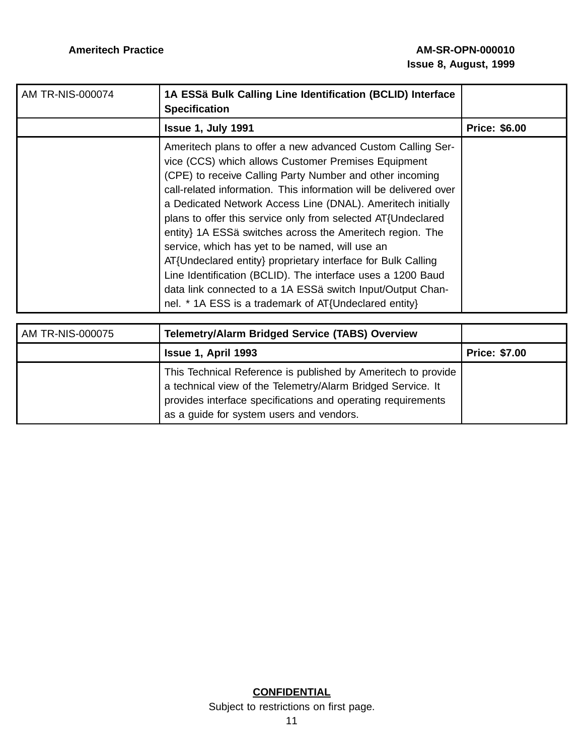| AM TR-NIS-000074 | **1A ESSä Bulk Calling Line Identification (BCLID) Interface Specification** | |
|---|---|---|
| | **Issue 1, July 1991** | **Price: $6.00** |
| | Ameritech plans to offer a new advanced Custom Calling Service (CCS) which allows Customer Premises Equipment (CPE) to receive Calling Party Number and other incoming call-related information. This information will be delivered over a Dedicated Network Access Line (DNAL). Ameritech initially plans to offer this service only from selected AT{Undeclared entity} 1A ESSä switches across the Ameritech region. The service, which has yet to be named, will use an AT{Undeclared entity} proprietary interface for Bulk Calling Line Identification (BCLID). The interface uses a 1200 Baud data link connected to a 1A ESSä switch Input/Output Channel. * 1A ESS is a trademark of AT{Undeclared entity} | |

| AM TR-NIS-000075 | **Telemetry/Alarm Bridged Service (TABS) Overview** | |
|---|---|---|
| | **Issue 1, April 1993** | **Price: $7.00** |
| | This Technical Reference is published by Ameritech to provide a technical view of the Telemetry/Alarm Bridged Service. It provides interface specifications and operating requirements as a guide for system users and vendors. | |

**CONFIDENTIAL**

Subject to restrictions on first page.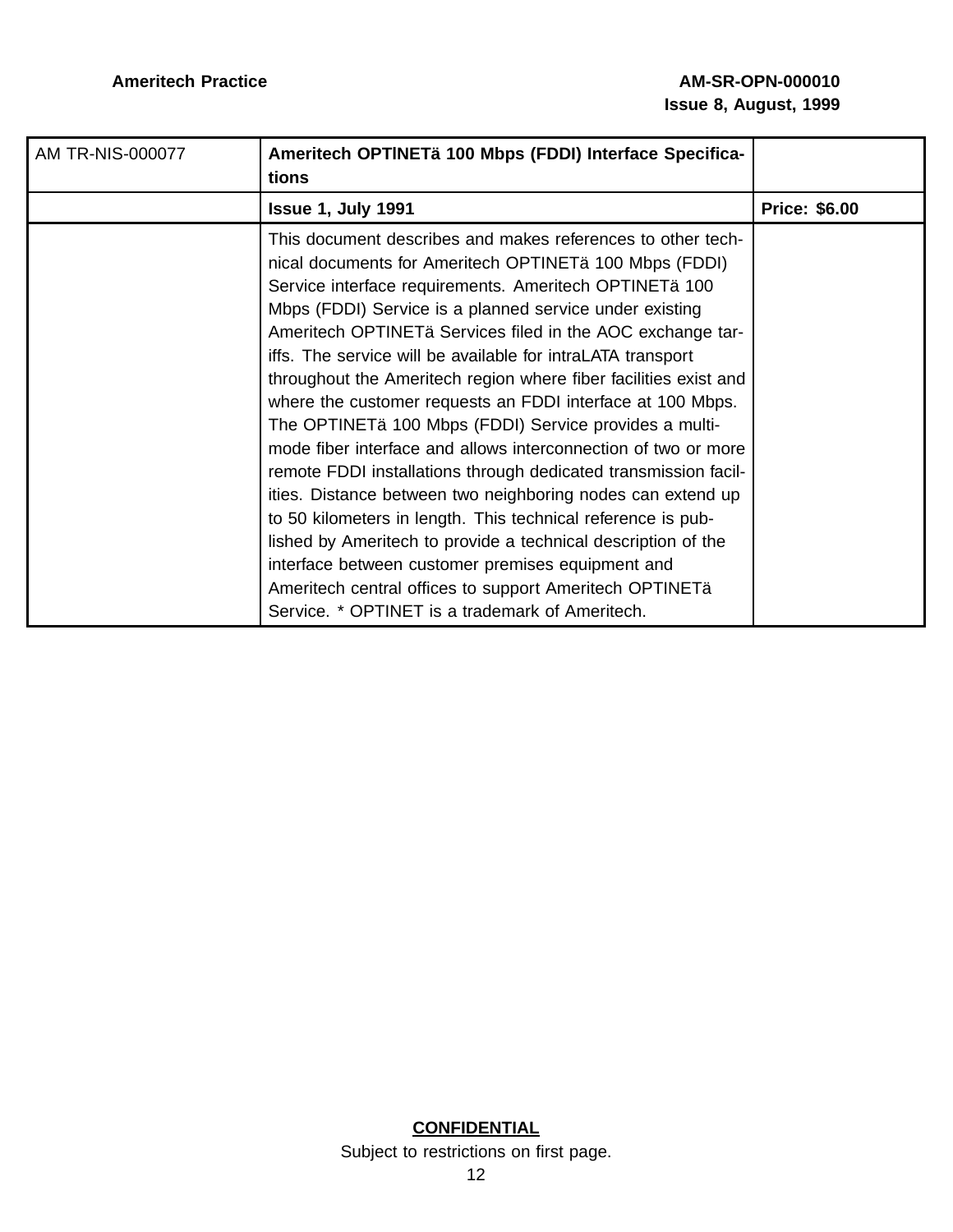| AM TR-NIS-000077 | **Ameritech OPTINETä 100 Mbps (FDDI) Interface Specifications** | |
|---|---|---|
| | **Issue 1, July 1991** | **Price: $6.00** |
| | This document describes and makes references to other technical documents for Ameritech OPTINETä 100 Mbps (FDDI) Service interface requirements. Ameritech OPTINETä 100 Mbps (FDDI) Service is a planned service under existing Ameritech OPTINETä Services filed in the AOC exchange tariffs. The service will be available for intraLATA transport throughout the Ameritech region where fiber facilities exist and where the customer requests an FDDI interface at 100 Mbps. The OPTINETä 100 Mbps (FDDI) Service provides a multi-mode fiber interface and allows interconnection of two or more remote FDDI installations through dedicated transmission facilities. Distance between two neighboring nodes can extend up to 50 kilometers in length. This technical reference is published by Ameritech to provide a technical description of the interface between customer premises equipment and Ameritech central offices to support Ameritech OPTINETä Service. * OPTINET is a trademark of Ameritech. | |

**CONFIDENTIAL**

Subject to restrictions on first page.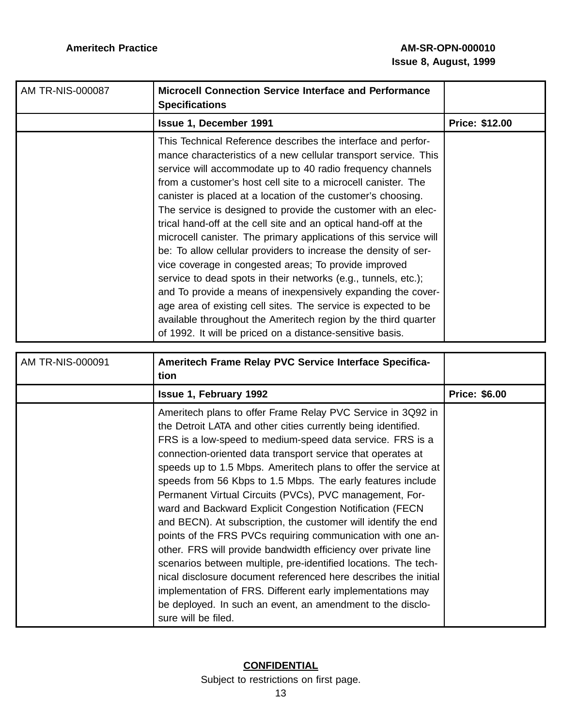| AM TR-NIS-000087 | **Microcell Connection Service Interface and Performance Specifications** | |
|---|---|---|
| | **Issue 1, December 1991** | **Price: $12.00** |
| | This Technical Reference describes the interface and performance characteristics of a new cellular transport service. This service will accommodate up to 40 radio frequency channels from a customer's host cell site to a microcell canister. The canister is placed at a location of the customer's choosing. The service is designed to provide the customer with an electrical hand-off at the cell site and an optical hand-off at the microcell canister. The primary applications of this service will be: To allow cellular providers to increase the density of service coverage in congested areas; To provide improved service to dead spots in their networks (e.g., tunnels, etc.); and To provide a means of inexpensively expanding the coverage area of existing cell sites. The service is expected to be available throughout the Ameritech region by the third quarter of 1992. It will be priced on a distance-sensitive basis. | |

| AM TR-NIS-000091 | **Ameritech Frame Relay PVC Service Interface Specification** | |
|---|---|---|
| | **Issue 1, February 1992** | **Price: $6.00** |
| | Ameritech plans to offer Frame Relay PVC Service in 3Q92 in the Detroit LATA and other cities currently being identified. FRS is a low-speed to medium-speed data service. FRS is a connection-oriented data transport service that operates at speeds up to 1.5 Mbps. Ameritech plans to offer the service at speeds from 56 Kbps to 1.5 Mbps. The early features include Permanent Virtual Circuits (PVCs), PVC management, Forward and Backward Explicit Congestion Notification (FECN and BECN). At subscription, the customer will identify the end points of the FRS PVCs requiring communication with one another. FRS will provide bandwidth efficiency over private line scenarios between multiple, pre-identified locations. The technical disclosure document referenced here describes the initial implementation of FRS. Different early implementations may be deployed. In such an event, an amendment to the disclosure will be filed. | |

**CONFIDENTIAL**

Subject to restrictions on first page.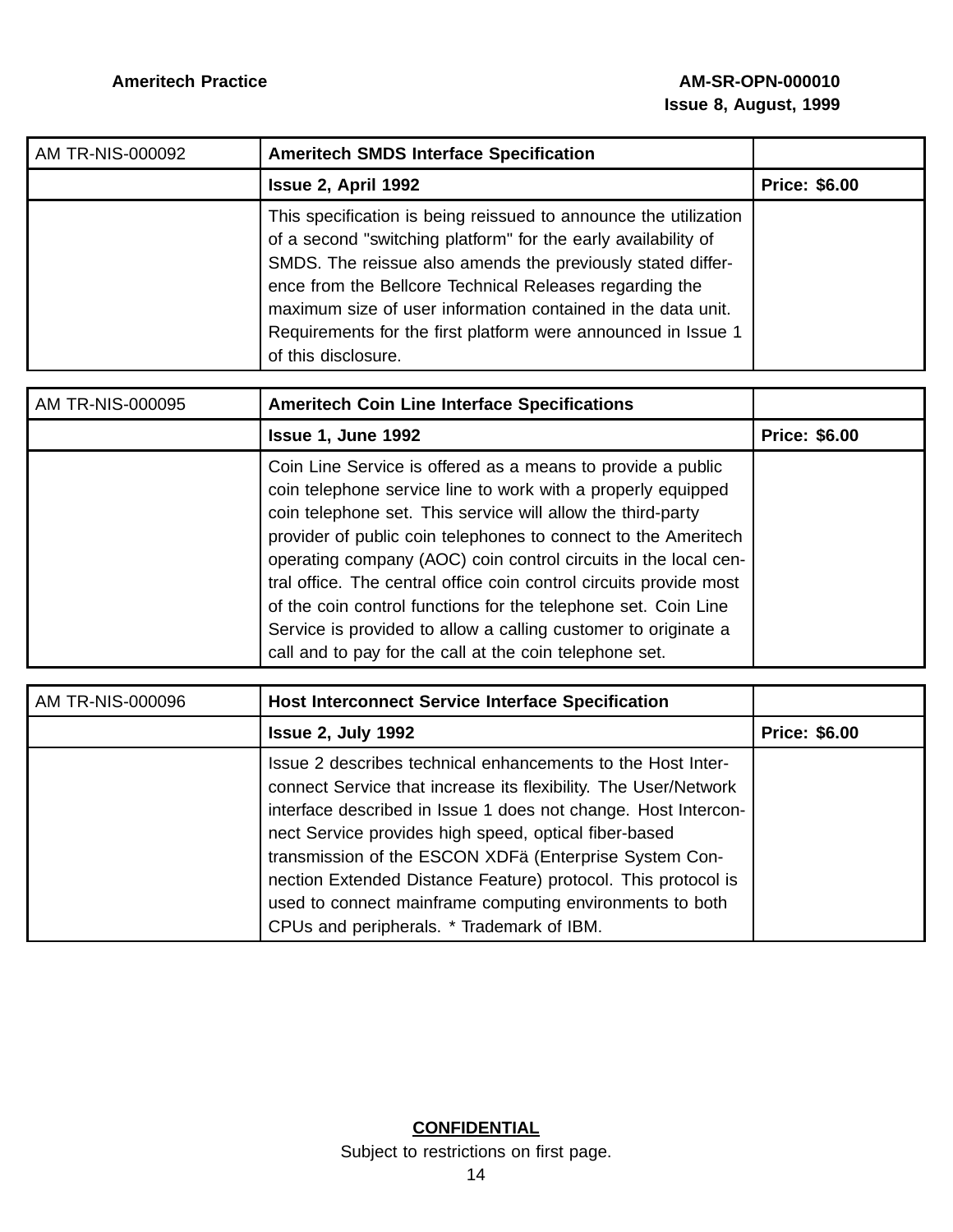| AM TR-NIS-000092 | **Ameritech SMDS Interface Specification** | |
|---|---|---|
| | **Issue 2, April 1992** | **Price: $6.00** |
| | This specification is being reissued to announce the utilization of a second "switching platform" for the early availability of SMDS. The reissue also amends the previously stated difference from the Bellcore Technical Releases regarding the maximum size of user information contained in the data unit. Requirements for the first platform were announced in Issue 1 of this disclosure. | |

| AM TR-NIS-000095 | **Ameritech Coin Line Interface Specifications** | |
|---|---|---|
| | **Issue 1, June 1992** | **Price: $6.00** |
| | Coin Line Service is offered as a means to provide a public coin telephone service line to work with a properly equipped coin telephone set. This service will allow the third-party provider of public coin telephones to connect to the Ameritech operating company (AOC) coin control circuits in the local central office. The central office coin control circuits provide most of the coin control functions for the telephone set. Coin Line Service is provided to allow a calling customer to originate a call and to pay for the call at the coin telephone set. | |

| AM TR-NIS-000096 | **Host Interconnect Service Interface Specification** | |
|---|---|---|
| | **Issue 2, July 1992** | **Price: $6.00** |
| | Issue 2 describes technical enhancements to the Host Interconnect Service that increase its flexibility. The User/Network interface described in Issue 1 does not change. Host Interconnect Service provides high speed, optical fiber-based transmission of the ESCON XDFä (Enterprise System Connection Extended Distance Feature) protocol. This protocol is used to connect mainframe computing environments to both CPUs and peripherals. * Trademark of IBM. | |

**CONFIDENTIAL**

Subject to restrictions on first page.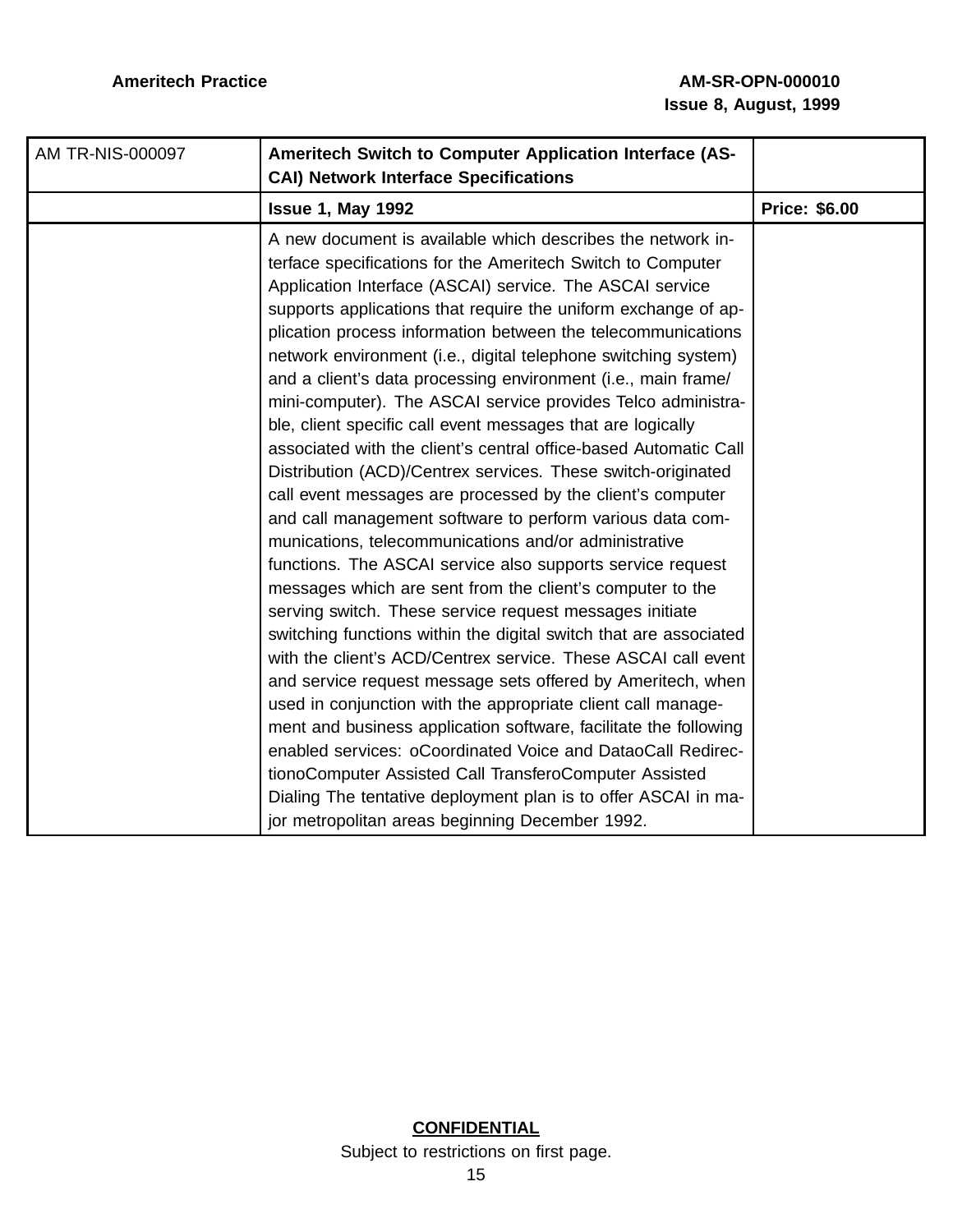| AM TR-NIS-000097 | **Ameritech Switch to Computer Application Interface (ASCAI) Network Interface Specifications** | |
|---|---|---|
| | **Issue 1, May 1992** | **Price: $6.00** |
| | A new document is available which describes the network interface specifications for the Ameritech Switch to Computer Application Interface (ASCAI) service. The ASCAI service supports applications that require the uniform exchange of application process information between the telecommunications network environment (i.e., digital telephone switching system) and a client's data processing environment (i.e., main frame/ mini-computer). The ASCAI service provides Telco administrable, client specific call event messages that are logically associated with the client's central office-based Automatic Call Distribution (ACD)/Centrex services. These switch-originated call event messages are processed by the client's computer and call management software to perform various data communications, telecommunications and/or administrative functions. The ASCAI service also supports service request messages which are sent from the client's computer to the serving switch. These service request messages initiate switching functions within the digital switch that are associated with the client's ACD/Centrex service. These ASCAI call event and service request message sets offered by Ameritech, when used in conjunction with the appropriate client call management and business application software, facilitate the following enabled services: oCoordinated Voice and DataoCall RedirectionoComputer Assisted Call TransferoComputer Assisted Dialing The tentative deployment plan is to offer ASCAI in major metropolitan areas beginning December 1992. | |

**CONFIDENTIAL**

Subject to restrictions on first page.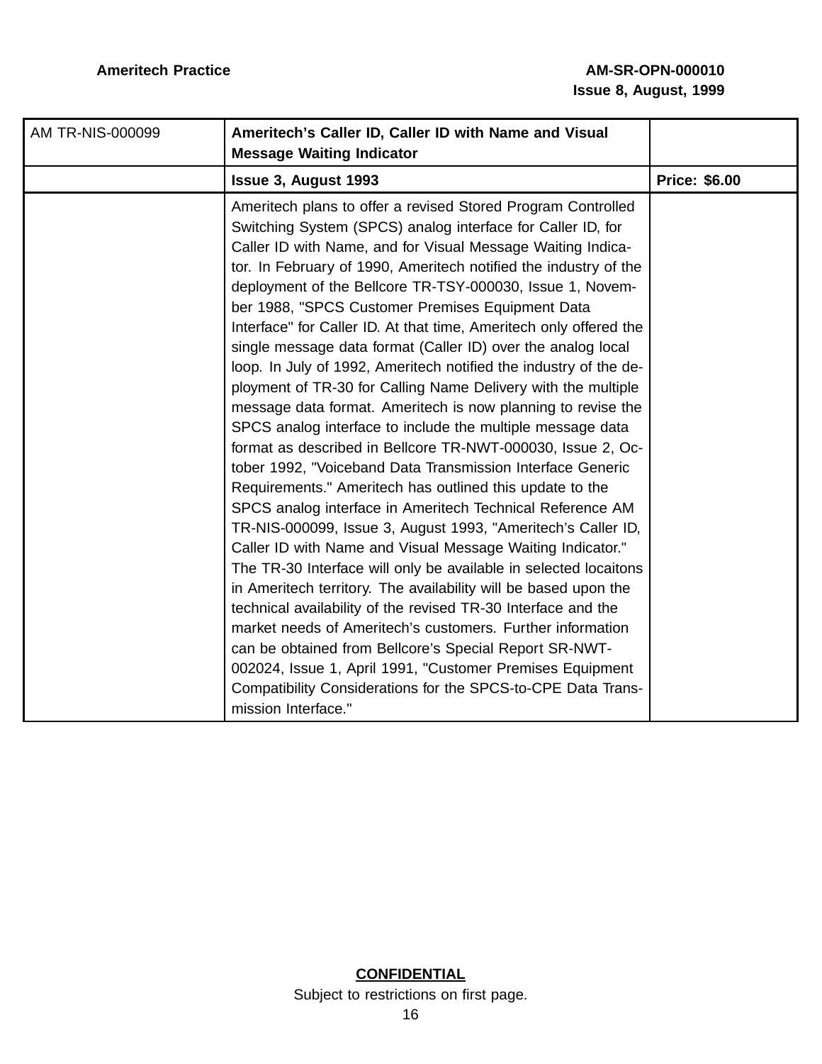| AM TR-NIS-000099 | **Ameritech's Caller ID, Caller ID with Name and Visual Message Waiting Indicator** | |
|---|---|---|
| | **Issue 3, August 1993** | **Price: $6.00** |
| | Ameritech plans to offer a revised Stored Program Controlled Switching System (SPCS) analog interface for Caller ID, for Caller ID with Name, and for Visual Message Waiting Indicator. In February of 1990, Ameritech notified the industry of the deployment of the Bellcore TR-TSY-000030, Issue 1, November 1988, "SPCS Customer Premises Equipment Data Interface" for Caller ID. At that time, Ameritech only offered the single message data format (Caller ID) over the analog local loop. In July of 1992, Ameritech notified the industry of the deployment of TR-30 for Calling Name Delivery with the multiple message data format. Ameritech is now planning to revise the SPCS analog interface to include the multiple message data format as described in Bellcore TR-NWT-000030, Issue 2, October 1992, "Voiceband Data Transmission Interface Generic Requirements." Ameritech has outlined this update to the SPCS analog interface in Ameritech Technical Reference AM TR-NIS-000099, Issue 3, August 1993, "Ameritech's Caller ID, Caller ID with Name and Visual Message Waiting Indicator." The TR-30 Interface will only be available in selected locaitons in Ameritech territory. The availability will be based upon the technical availability of the revised TR-30 Interface and the market needs of Ameritech's customers. Further information can be obtained from Bellcore's Special Report SR-NWT-002024, Issue 1, April 1991, "Customer Premises Equipment Compatibility Considerations for the SPCS-to-CPE Data Transmission Interface." | |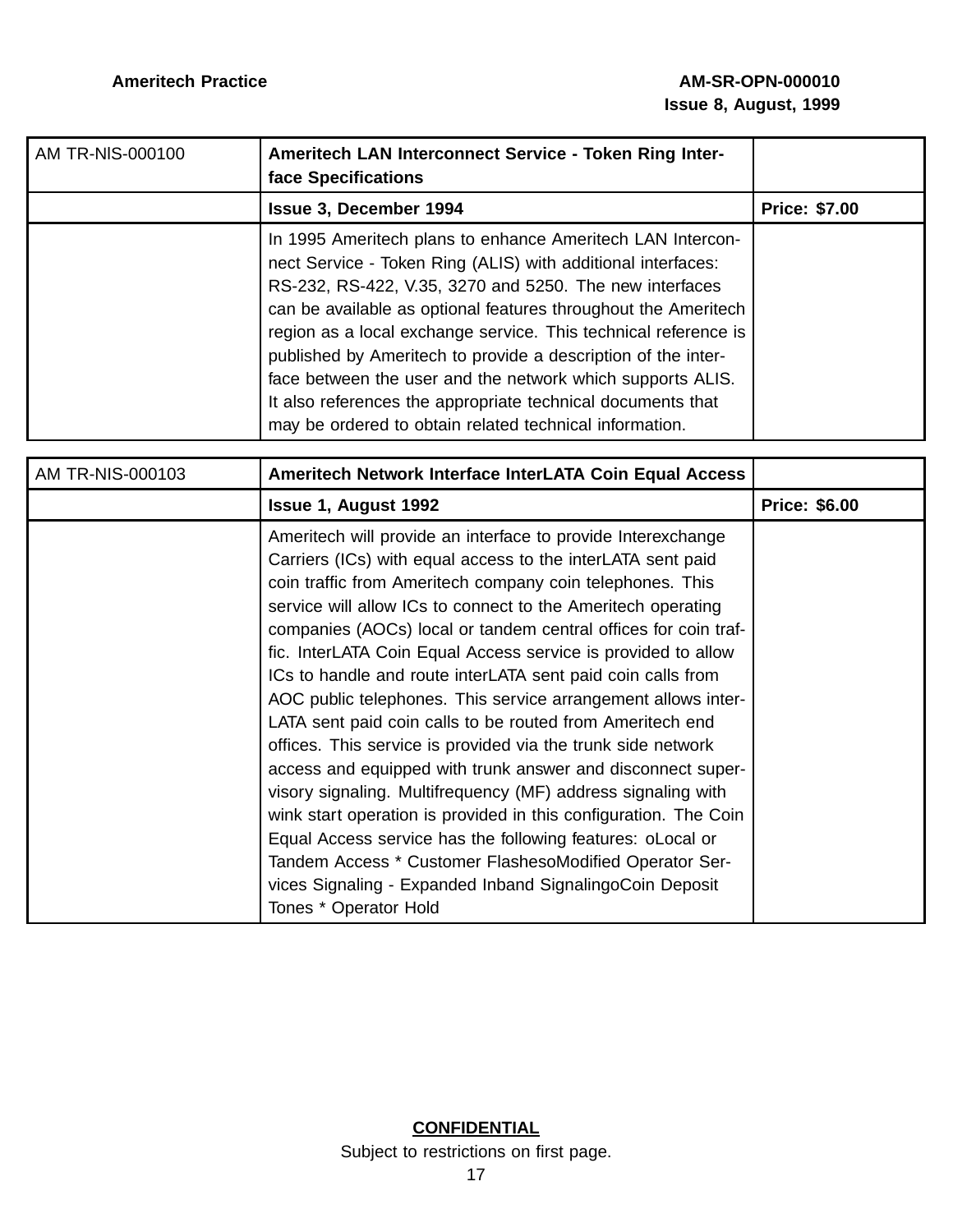| AM TR-NlS-000100 | **Ameritech LAN Interconnect Service - Token Ring Interface Specifications** | |
|---|---|---|
| | **Issue 3, December 1994** | **Price: $7.00** |
| | In 1995 Ameritech plans to enhance Ameritech LAN Interconnect Service - Token Ring (ALIS) with additional interfaces: RS-232, RS-422, V.35, 3270 and 5250. The new interfaces can be available as optional features throughout the Ameritech region as a local exchange service. This technical reference is published by Ameritech to provide a description of the interface between the user and the network which supports ALIS. It also references the appropriate technical documents that may be ordered to obtain related technical information. | |

| AM TR-NIS-000103 | **Ameritech Network Interface InterLATA Coin Equal Access** | |
|---|---|---|
| | **Issue 1, August 1992** | **Price: $6.00** |
| | Ameritech will provide an interface to provide Interexchange Carriers (ICs) with equal access to the interLATA sent paid coin traffic from Ameritech company coin telephones. This service will allow ICs to connect to the Ameritech operating companies (AOCs) local or tandem central offices for coin traffic. InterLATA Coin Equal Access service is provided to allow ICs to handle and route interLATA sent paid coin calls from AOC public telephones. This service arrangement allows interLATA sent paid coin calls to be routed from Ameritech end offices. This service is provided via the trunk side network access and equipped with trunk answer and disconnect supervisory signaling. Multifrequency (MF) address signaling with wink start operation is provided in this configuration. The Coin Equal Access service has the following features: oLocal or Tandem Access * Customer FlashesoModified Operator Services Signaling - Expanded Inband SignalingoCoin Deposit Tones * Operator Hold | |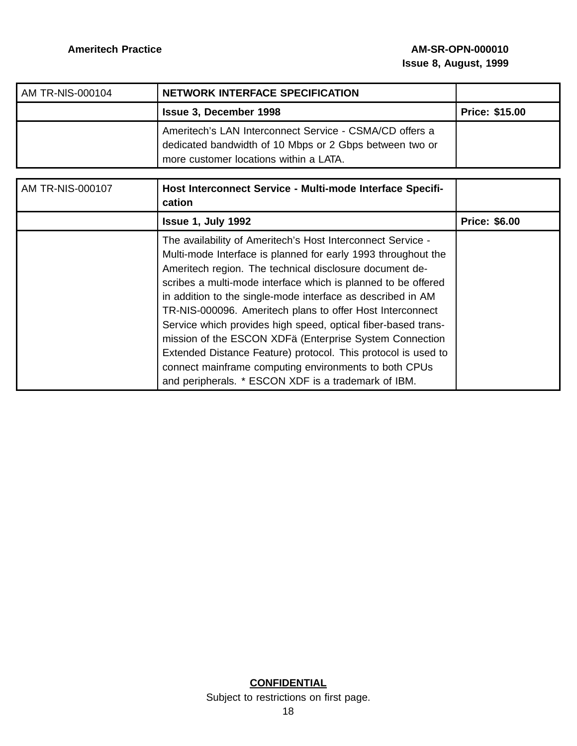| AM TR-NlS-000104 | **NETWORK INTERFACE SPECIFICATION** | |
|---|---|---|
| | **Issue 3, December 1998** | **Price: $15.00** |
| | Ameritech’s LAN Interconnect Service - CSMA/CD offers a dedicated bandwidth of 10 Mbps or 2 Gbps between two or more customer locations within a LATA. | |

| AM TR-NIS-000107 | **Host Interconnect Service - Multi-mode Interface Specification** | |
|---|---|---|
| | **Issue 1, July 1992** | **Price: $6.00** |
| | The availability of Ameritech’s Host Interconnect Service - Multi-mode Interface is planned for early 1993 throughout the Ameritech region. The technical disclosure document describes a multi-mode interface which is planned to be offered in addition to the single-mode interface as described in AM TR-NIS-000096. Ameritech plans to offer Host Interconnect Service which provides high speed, optical fiber-based transmission of the ESCON XDFä (Enterprise System Connection Extended Distance Feature) protocol. This protocol is used to connect mainframe computing environments to both CPUs and peripherals. * ESCON XDF is a trademark of IBM. | |

**CONFIDENTIAL**

Subject to restrictions on first page.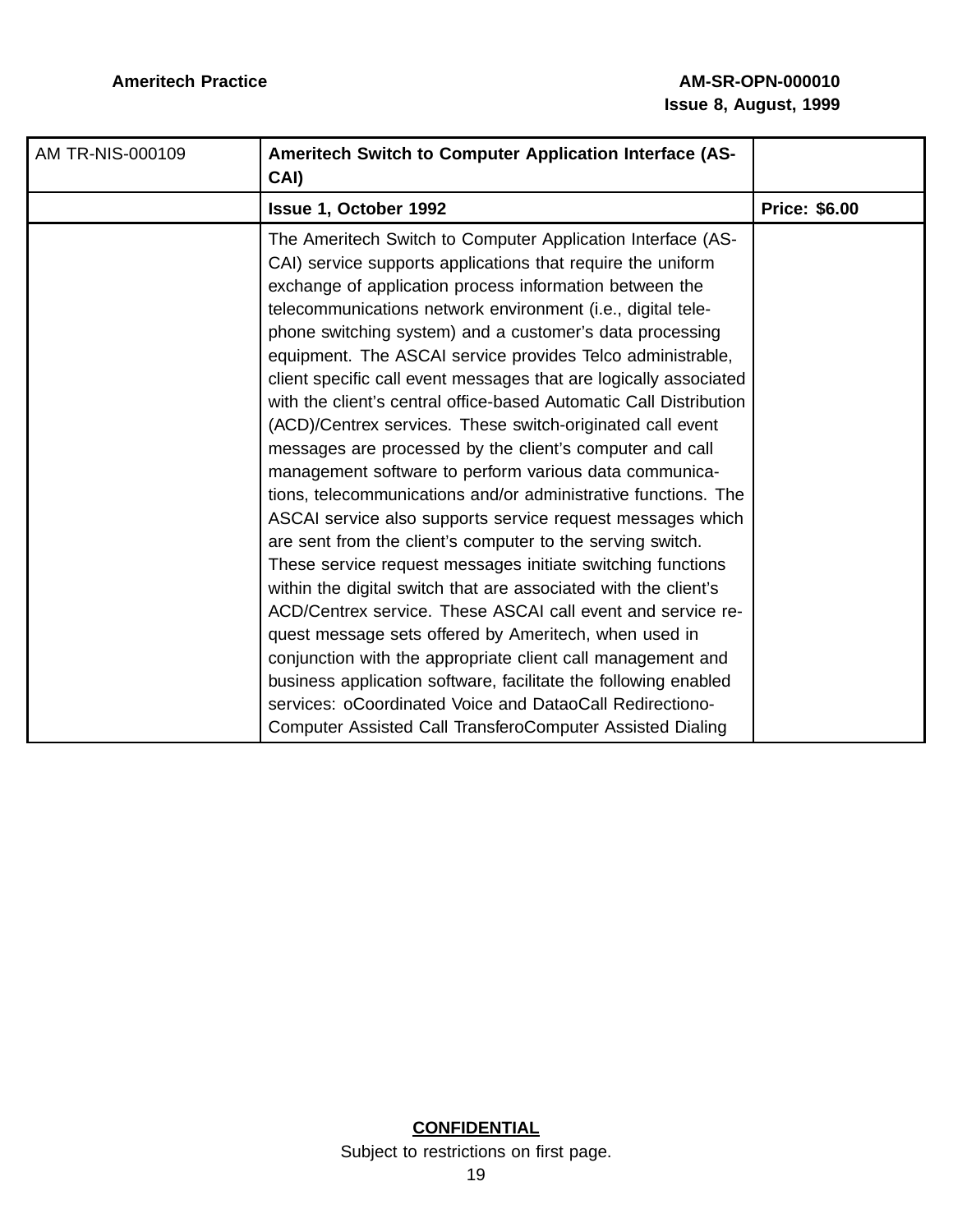| | | |
|---|---|---|
| AM TR-NIS-000109 | **Ameritech Switch to Computer Application Interface (AS-CAI)** | |
| | **Issue 1, October 1992** | **Price: $6.00** |
| | The Ameritech Switch to Computer Application Interface (AS-CAI) service supports applications that require the uniform exchange of application process information between the telecommunications network environment (i.e., digital telephone switching system) and a customer's data processing equipment. The ASCAI service provides Telco administrable, client specific call event messages that are logically associated with the client's central office-based Automatic Call Distribution (ACD)/Centrex services. These switch-originated call event messages are processed by the client's computer and call management software to perform various data communications, telecommunications and/or administrative functions. The ASCAI service also supports service request messages which are sent from the client's computer to the serving switch. These service request messages initiate switching functions within the digital switch that are associated with the client's ACD/Centrex service. These ASCAI call event and service request message sets offered by Ameritech, when used in conjunction with the appropriate client call management and business application software, facilitate the following enabled services: oCoordinated Voice and DataoCall Redirectiono-Computer Assisted Call TransferoComputer Assisted Dialing | |

**CONFIDENTIAL**

Subject to restrictions on first page.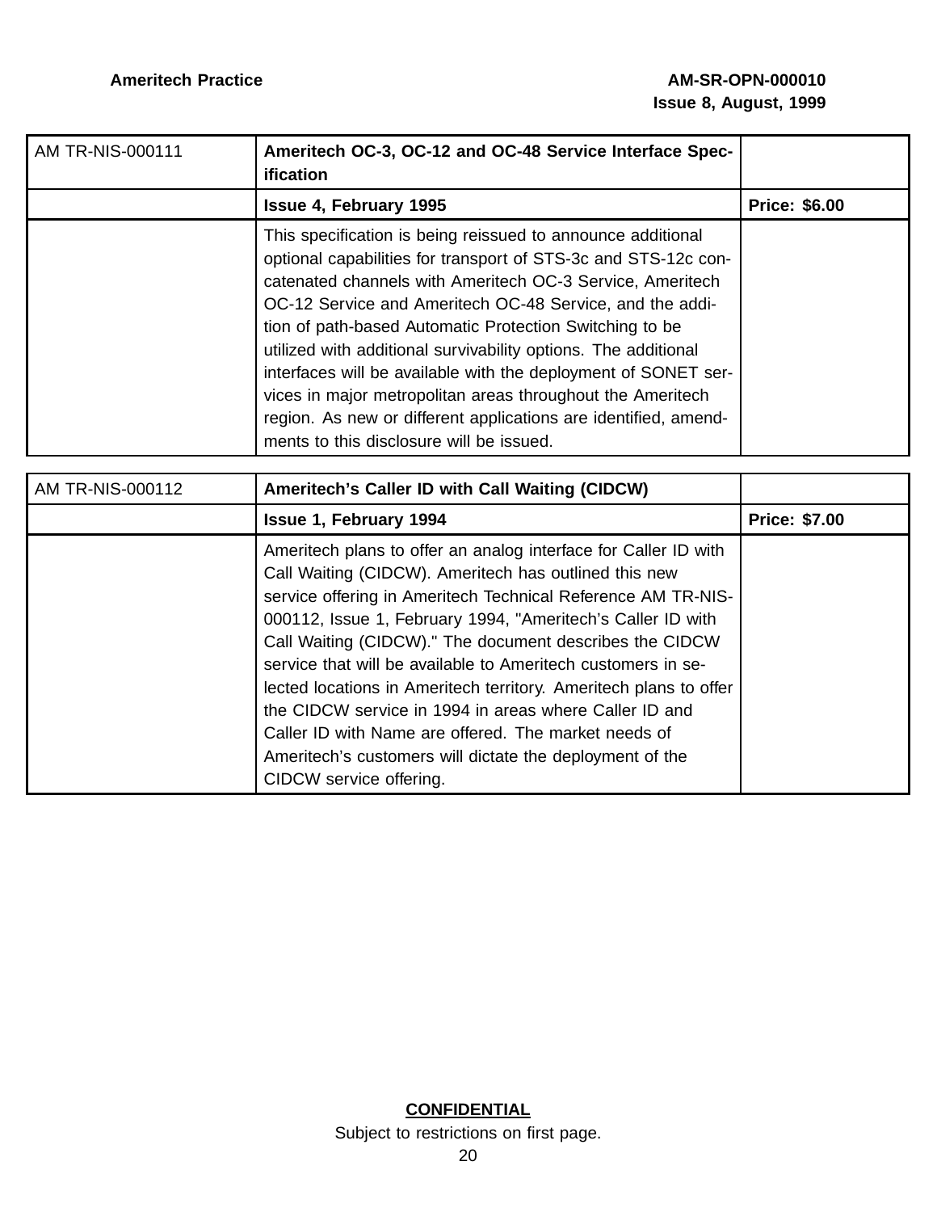| AM TR-NIS-000111 | **Ameritech OC-3, OC-12 and OC-48 Service Interface Specification** | |
|---|---|---|
| | **Issue 4, February 1995** | **Price: $6.00** |
| | This specification is being reissued to announce additional optional capabilities for transport of STS-3c and STS-12c concatenated channels with Ameritech OC-3 Service, Ameritech OC-12 Service and Ameritech OC-48 Service, and the addition of path-based Automatic Protection Switching to be utilized with additional survivability options. The additional interfaces will be available with the deployment of SONET services in major metropolitan areas throughout the Ameritech region. As new or different applications are identified, amendments to this disclosure will be issued. | |

| AM TR-NIS-000112 | **Ameritech's Caller ID with Call Waiting (CIDCW)** | |
|---|---|---|
| | **Issue 1, February 1994** | **Price: $7.00** |
| | Ameritech plans to offer an analog interface for Caller ID with Call Waiting (CIDCW). Ameritech has outlined this new service offering in Ameritech Technical Reference AM TR-NIS-000112, Issue 1, February 1994, "Ameritech's Caller ID with Call Waiting (CIDCW)." The document describes the CIDCW service that will be available to Ameritech customers in selected locations in Ameritech territory. Ameritech plans to offer the CIDCW service in 1994 in areas where Caller ID and Caller ID with Name are offered. The market needs of Ameritech's customers will dictate the deployment of the CIDCW service offering. | |

**CONFIDENTIAL**

Subject to restrictions on first page.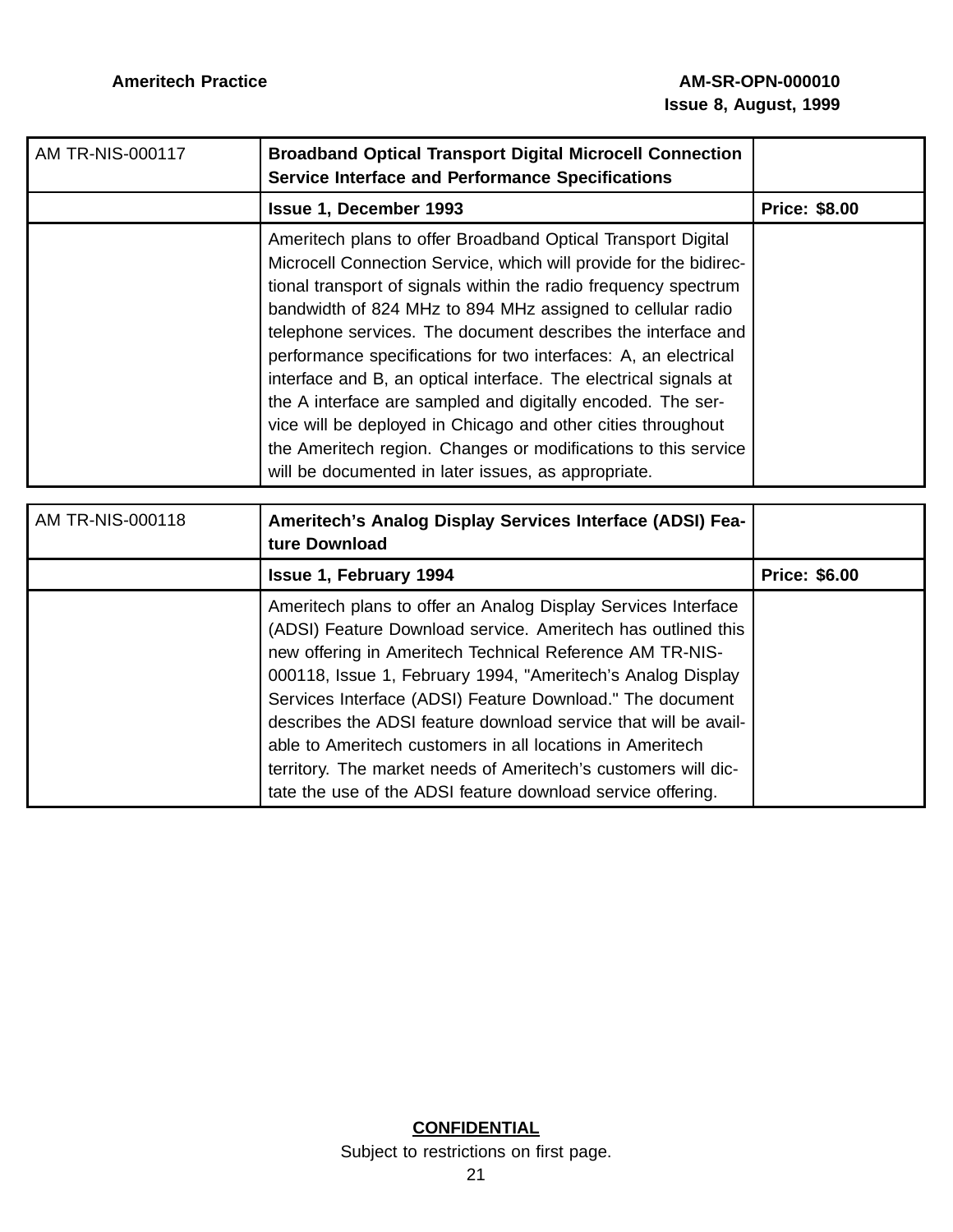| AM TR-NIS-000117 | **Broadband Optical Transport Digital Microcell Connection Service Interface and Performance Specifications** | |
|---|---|---|
| | **Issue 1, December 1993** | **Price: $8.00** |
| | Ameritech plans to offer Broadband Optical Transport Digital Microcell Connection Service, which will provide for the bidirectional transport of signals within the radio frequency spectrum bandwidth of 824 MHz to 894 MHz assigned to cellular radio telephone services. The document describes the interface and performance specifications for two interfaces: A, an electrical interface and B, an optical interface. The electrical signals at the A interface are sampled and digitally encoded. The service will be deployed in Chicago and other cities throughout the Ameritech region. Changes or modifications to this service will be documented in later issues, as appropriate. | |

| AM TR-NIS-000118 | **Ameritech's Analog Display Services Interface (ADSI) Feature Download** | |
|---|---|---|
| | **Issue 1, February 1994** | **Price: $6.00** |
| | Ameritech plans to offer an Analog Display Services Interface (ADSI) Feature Download service. Ameritech has outlined this new offering in Ameritech Technical Reference AM TR-NIS-000118, Issue 1, February 1994, "Ameritech's Analog Display Services Interface (ADSI) Feature Download." The document describes the ADSI feature download service that will be available to Ameritech customers in all locations in Ameritech territory. The market needs of Ameritech's customers will dictate the use of the ADSI feature download service offering. | |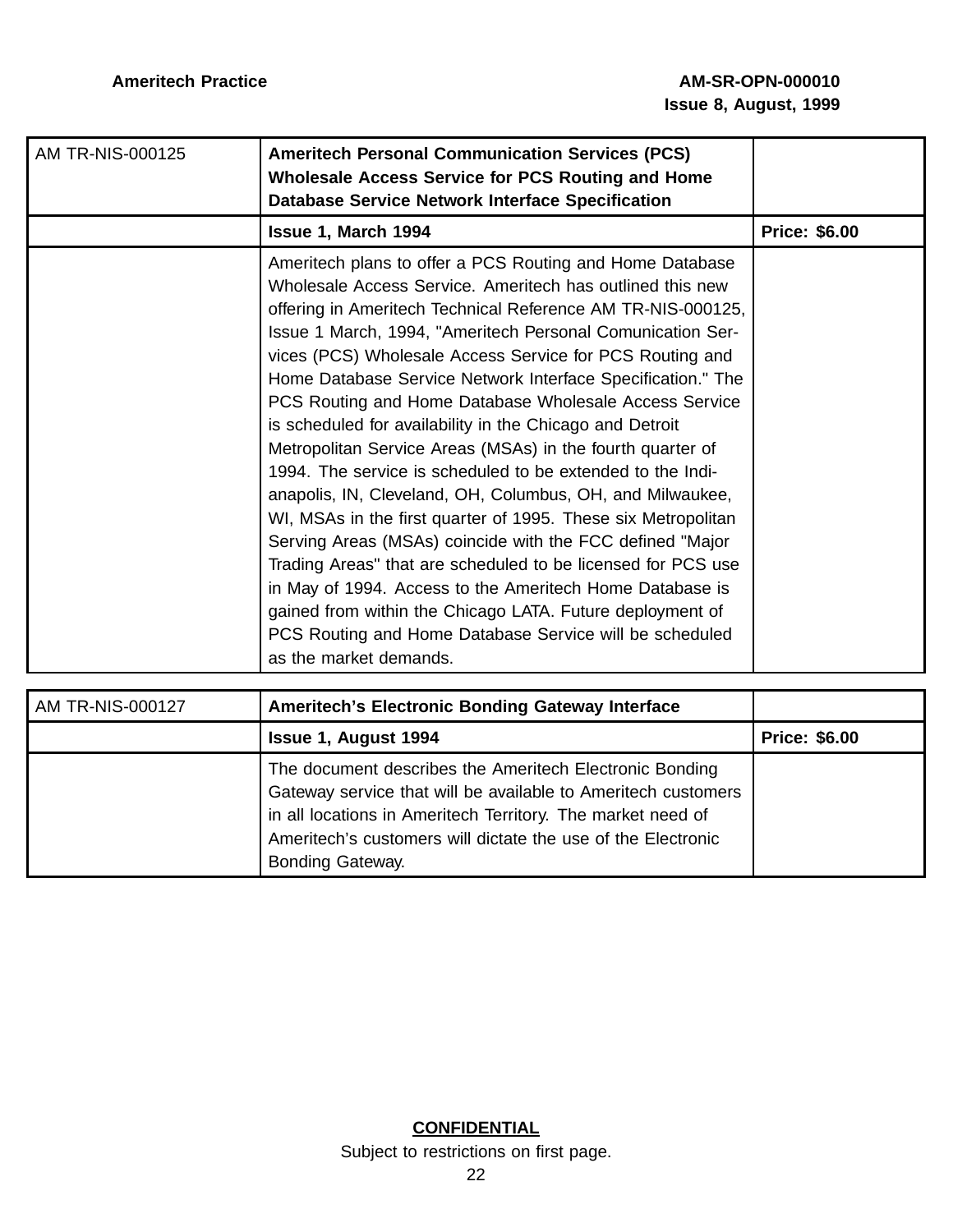| AM TR-NIS-000125 | **Ameritech Personal Communication Services (PCS) Wholesale Access Service for PCS Routing and Home Database Service Network Interface Specification** | |
|---|---|---|
| | **Issue 1, March 1994** | **Price: $6.00** |
| | Ameritech plans to offer a PCS Routing and Home Database Wholesale Access Service. Ameritech has outlined this new offering in Ameritech Technical Reference AM TR-NIS-000125, Issue 1 March, 1994, "Ameritech Personal Comunication Services (PCS) Wholesale Access Service for PCS Routing and Home Database Service Network Interface Specification." The PCS Routing and Home Database Wholesale Access Service is scheduled for availability in the Chicago and Detroit Metropolitan Service Areas (MSAs) in the fourth quarter of 1994. The service is scheduled to be extended to the Indianapolis, IN, Cleveland, OH, Columbus, OH, and Milwaukee, WI, MSAs in the first quarter of 1995. These six Metropolitan Serving Areas (MSAs) coincide with the FCC defined "Major Trading Areas" that are scheduled to be licensed for PCS use in May of 1994. Access to the Ameritech Home Database is gained from within the Chicago LATA. Future deployment of PCS Routing and Home Database Service will be scheduled as the market demands. | |

| AM TR-NIS-000127 | **Ameritech's Electronic Bonding Gateway Interface** | |
|---|---|---|
| | **Issue 1, August 1994** | **Price: $6.00** |
| | The document describes the Ameritech Electronic Bonding Gateway service that will be available to Ameritech customers in all locations in Ameritech Territory. The market need of Ameritech's customers will dictate the use of the Electronic Bonding Gateway. | |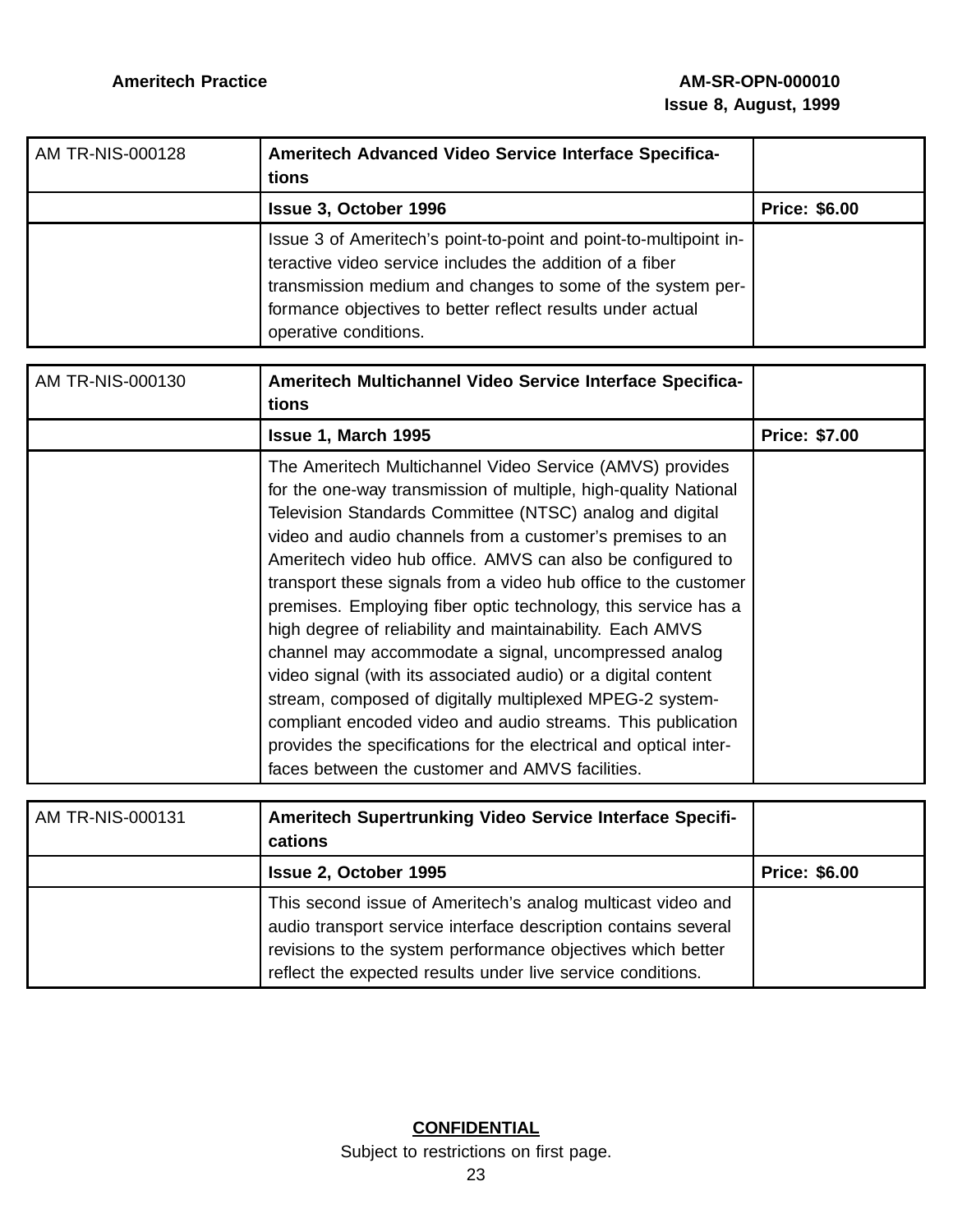| AM TR-NIS-000128 | **Ameritech Advanced Video Service Interface Specifications** | |
|---|---|---|
| | **Issue 3, October 1996** | **Price: $6.00** |
| | Issue 3 of Ameritech's point-to-point and point-to-multipoint interactive video service includes the addition of a fiber transmission medium and changes to some of the system performance objectives to better reflect results under actual operative conditions. | |

| AM TR-NIS-000130 | **Ameritech Multichannel Video Service Interface Specifications** | |
|---|---|---|
| | **Issue 1, March 1995** | **Price: $7.00** |
| | The Ameritech Multichannel Video Service (AMVS) provides for the one-way transmission of multiple, high-quality National Television Standards Committee (NTSC) analog and digital video and audio channels from a customer's premises to an Ameritech video hub office. AMVS can also be configured to transport these signals from a video hub office to the customer premises. Employing fiber optic technology, this service has a high degree of reliability and maintainability. Each AMVS channel may accommodate a signal, uncompressed analog video signal (with its associated audio) or a digital content stream, composed of digitally multiplexed MPEG-2 system-compliant encoded video and audio streams. This publication provides the specifications for the electrical and optical interfaces between the customer and AMVS facilities. | |

| AM TR-NIS-000131 | **Ameritech Supertrunking Video Service Interface Specifications** | |
|---|---|---|
| | **Issue 2, October 1995** | **Price: $6.00** |
| | This second issue of Ameritech's analog multicast video and audio transport service interface description contains several revisions to the system performance objectives which better reflect the expected results under live service conditions. | |

**CONFIDENTIAL**

Subject to restrictions on first page.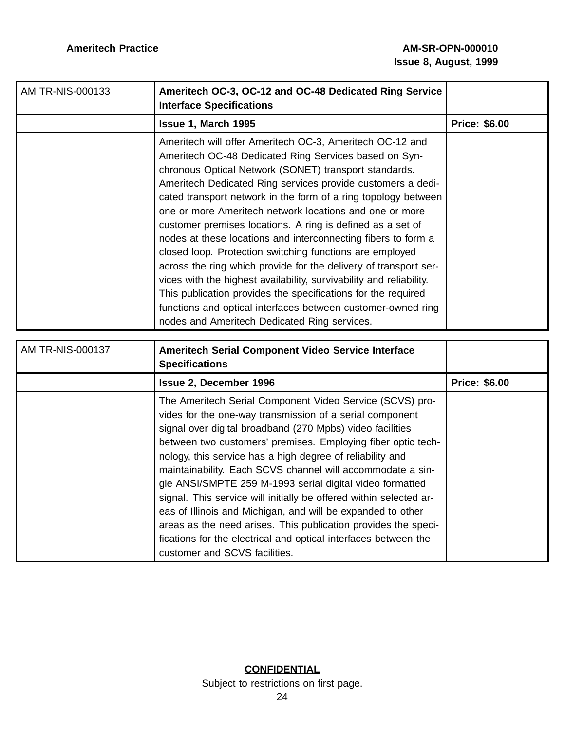| AM TR-NIS-000133 | **Ameritech OC-3, OC-12 and OC-48 Dedicated Ring Service Interface Specifications** | |
|---|---|---|
| | **Issue 1, March 1995** | **Price: $6.00** |
| | Ameritech will offer Ameritech OC-3, Ameritech OC-12 and Ameritech OC-48 Dedicated Ring Services based on Synchronous Optical Network (SONET) transport standards. Ameritech Dedicated Ring services provide customers a dedicated transport network in the form of a ring topology between one or more Ameritech network locations and one or more customer premises locations. A ring is defined as a set of nodes at these locations and interconnecting fibers to form a closed loop. Protection switching functions are employed across the ring which provide for the delivery of transport services with the highest availability, survivability and reliability. This publication provides the specifications for the required functions and optical interfaces between customer-owned ring nodes and Ameritech Dedicated Ring services. | |

| AM TR-NIS-000137 | **Ameritech Serial Component Video Service Interface Specifications** | |
|---|---|---|
| | **Issue 2, December 1996** | **Price: $6.00** |
| | The Ameritech Serial Component Video Service (SCVS) provides for the one-way transmission of a serial component signal over digital broadband (270 Mpbs) video facilities between two customers' premises. Employing fiber optic technology, this service has a high degree of reliability and maintainability. Each SCVS channel will accommodate a single ANSI/SMPTE 259 M-1993 serial digital video formatted signal. This service will initially be offered within selected areas of Illinois and Michigan, and will be expanded to other areas as the need arises. This publication provides the specifications for the electrical and optical interfaces between the customer and SCVS facilities. | |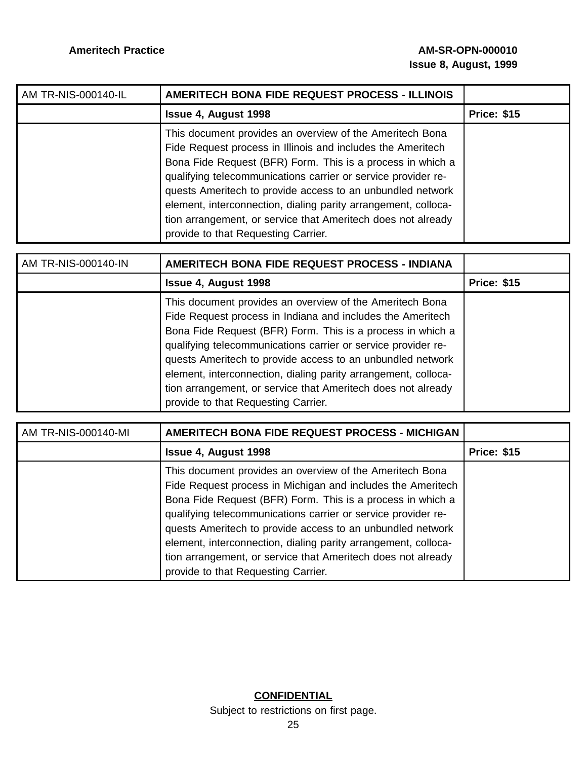| AM TR-NIS-000140-IL | **AMERITECH BONA FIDE REQUEST PROCESS - ILLINOIS** | |
|---|---|---|
| | **Issue 4, August 1998** | **Price: $15** |
| | This document provides an overview of the Ameritech Bona Fide Request process in Illinois and includes the Ameritech Bona Fide Request (BFR) Form. This is a process in which a qualifying telecommunications carrier or service provider requests Ameritech to provide access to an unbundled network element, interconnection, dialing parity arrangement, collocation arrangement, or service that Ameritech does not already provide to that Requesting Carrier. | |

| AM TR-NIS-000140-IN | **AMERITECH BONA FIDE REQUEST PROCESS - INDIANA** | |
|---|---|---|
| | **Issue 4, August 1998** | **Price: $15** |
| | This document provides an overview of the Ameritech Bona Fide Request process in Indiana and includes the Ameritech Bona Fide Request (BFR) Form. This is a process in which a qualifying telecommunications carrier or service provider requests Ameritech to provide access to an unbundled network element, interconnection, dialing parity arrangement, collocation arrangement, or service that Ameritech does not already provide to that Requesting Carrier. | |

| AM TR-NIS-000140-MI | **AMERITECH BONA FIDE REQUEST PROCESS - MICHIGAN** | |
|---|---|---|
| | **Issue 4, August 1998** | **Price: $15** |
| | This document provides an overview of the Ameritech Bona Fide Request process in Michigan and includes the Ameritech Bona Fide Request (BFR) Form. This is a process in which a qualifying telecommunications carrier or service provider requests Ameritech to provide access to an unbundled network element, interconnection, dialing parity arrangement, collocation arrangement, or service that Ameritech does not already provide to that Requesting Carrier. | |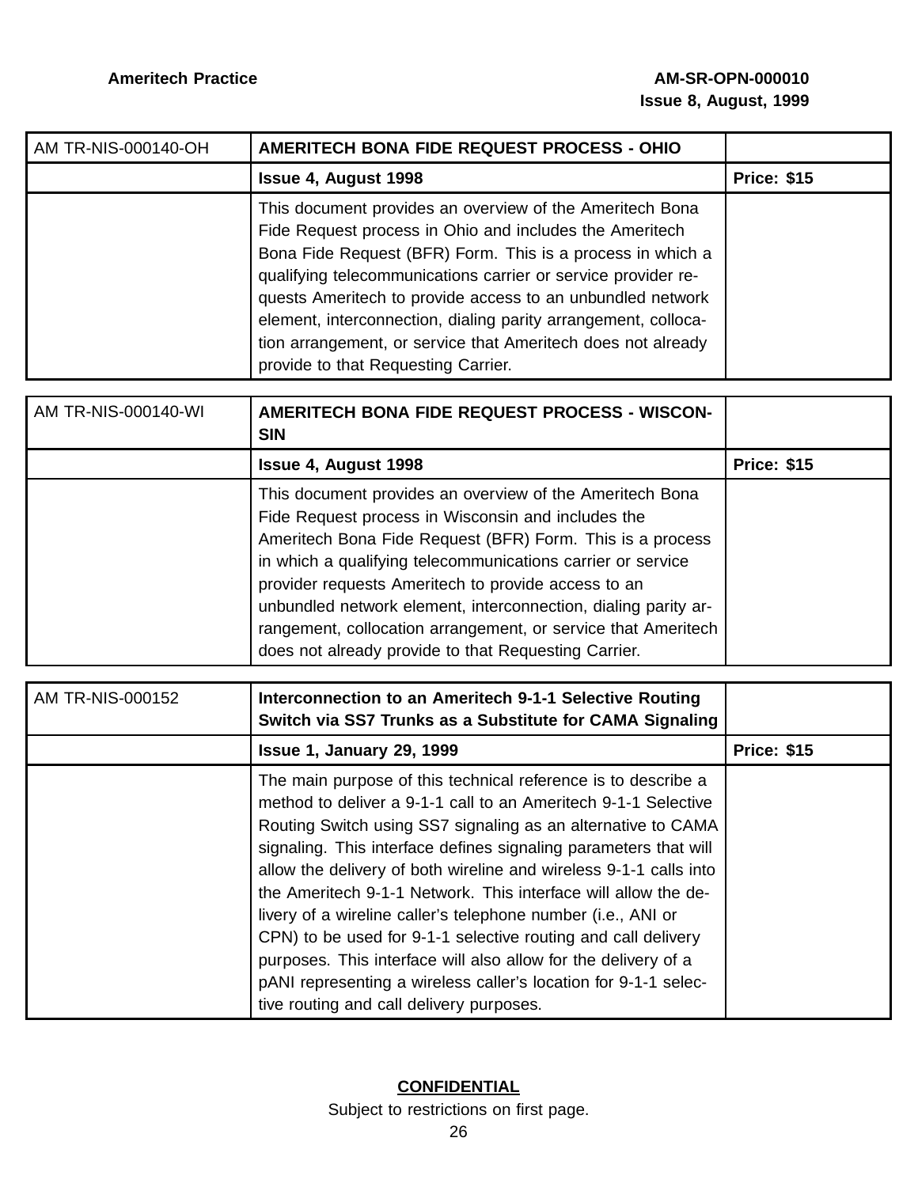| AM TR-NIS-000140-OH | **AMERITECH BONA FIDE REQUEST PROCESS - OHIO** | |
|---|---|---|
| | **Issue 4, August 1998** | **Price: $15** |
| | This document provides an overview of the Ameritech Bona Fide Request process in Ohio and includes the Ameritech Bona Fide Request (BFR) Form. This is a process in which a qualifying telecommunications carrier or service provider requests Ameritech to provide access to an unbundled network element, interconnection, dialing parity arrangement, collocation arrangement, or service that Ameritech does not already provide to that Requesting Carrier. | |

| AM TR-NIS-000140-WI | **AMERITECH BONA FIDE REQUEST PROCESS - WISCONSIN** | |
|---|---|---|
| | **Issue 4, August 1998** | **Price: $15** |
| | This document provides an overview of the Ameritech Bona Fide Request process in Wisconsin and includes the Ameritech Bona Fide Request (BFR) Form. This is a process in which a qualifying telecommunications carrier or service provider requests Ameritech to provide access to an unbundled network element, interconnection, dialing parity arrangement, collocation arrangement, or service that Ameritech does not already provide to that Requesting Carrier. | |

| AM TR-NIS-000152 | **Interconnection to an Ameritech 9-1-1 Selective Routing Switch via SS7 Trunks as a Substitute for CAMA Signaling** | |
|---|---|---|
| | **Issue 1, January 29, 1999** | **Price: $15** |
| | The main purpose of this technical reference is to describe a method to deliver a 9-1-1 call to an Ameritech 9-1-1 Selective Routing Switch using SS7 signaling as an alternative to CAMA signaling. This interface defines signaling parameters that will allow the delivery of both wireline and wireless 9-1-1 calls into the Ameritech 9-1-1 Network. This interface will allow the delivery of a wireline caller's telephone number (i.e., ANI or CPN) to be used for 9-1-1 selective routing and call delivery purposes. This interface will also allow for the delivery of a pANI representing a wireless caller's location for 9-1-1 selective routing and call delivery purposes. | |

**CONFIDENTIAL**

Subject to restrictions on first page.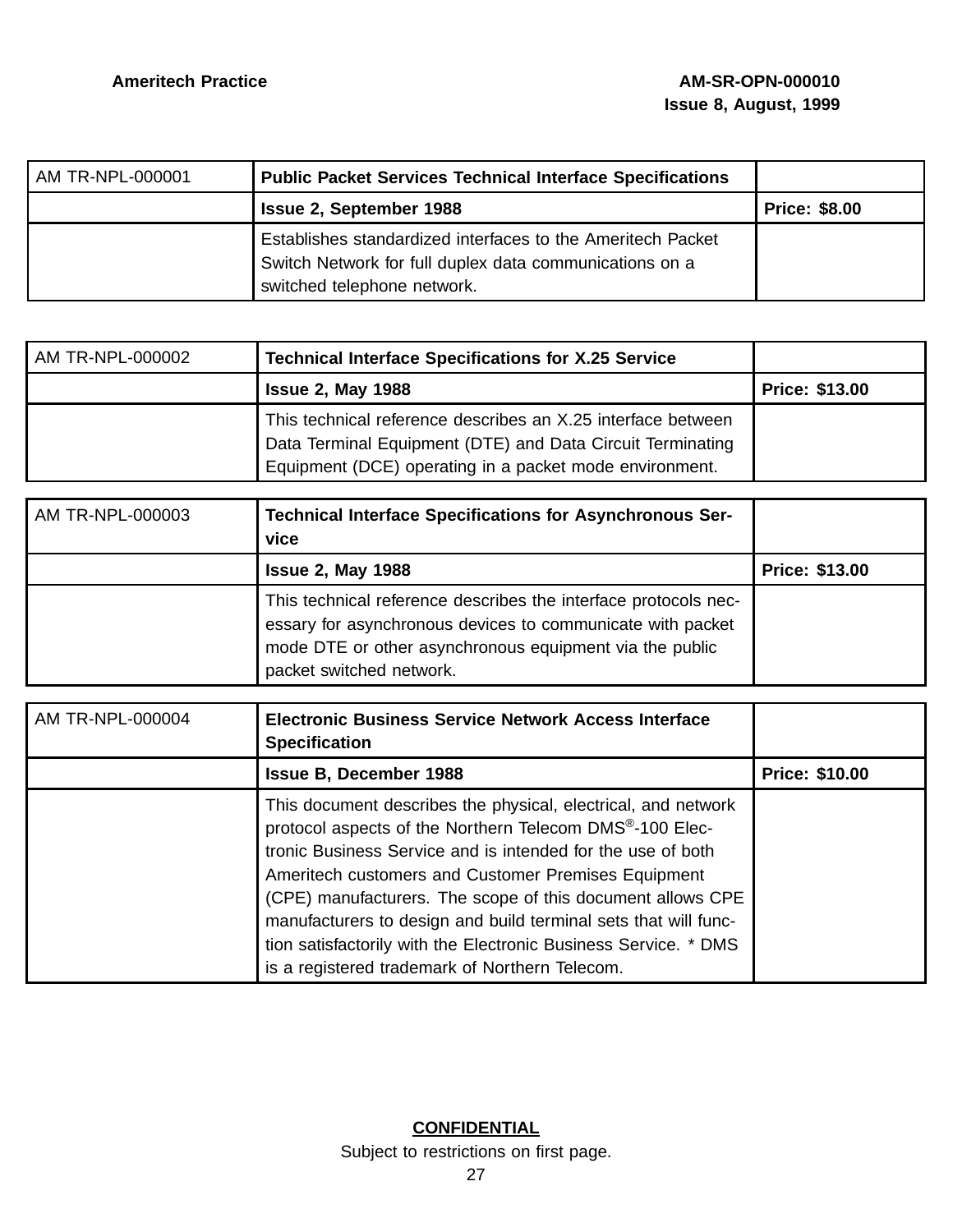| AM TR-NPL-000001 | **Public Packet Services Technical Interface Specifications** | |
|---|---|---|
| | **Issue 2, September 1988** | **Price: $8.00** |
| | Establishes standardized interfaces to the Ameritech Packet Switch Network for full duplex data communications on a switched telephone network. | |

| AM TR-NPL-000002 | **Technical Interface Specifications for X.25 Service** | |
|---|---|---|
| | **Issue 2, May 1988** | **Price: $13.00** |
| | This technical reference describes an X.25 interface between Data Terminal Equipment (DTE) and Data Circuit Terminating Equipment (DCE) operating in a packet mode environment. | |

| AM TR-NPL-000003 | **Technical Interface Specifications for Asynchronous Service** | |
|---|---|---|
| | **Issue 2, May 1988** | **Price: $13.00** |
| | This technical reference describes the interface protocols necessary for asynchronous devices to communicate with packet mode DTE or other asynchronous equipment via the public packet switched network. | |

| AM TR-NPL-000004 | **Electronic Business Service Network Access Interface Specification** | |
|---|---|---|
| | **Issue B, December 1988** | **Price: $10.00** |
| | This document describes the physical, electrical, and network protocol aspects of the Northern Telecom DMS®-100 Electronic Business Service and is intended for the use of both Ameritech customers and Customer Premises Equipment (CPE) manufacturers. The scope of this document allows CPE manufacturers to design and build terminal sets that will function satisfactorily with the Electronic Business Service. * DMS is a registered trademark of Northern Telecom. | |

**CONFIDENTIAL**

Subject to restrictions on first page.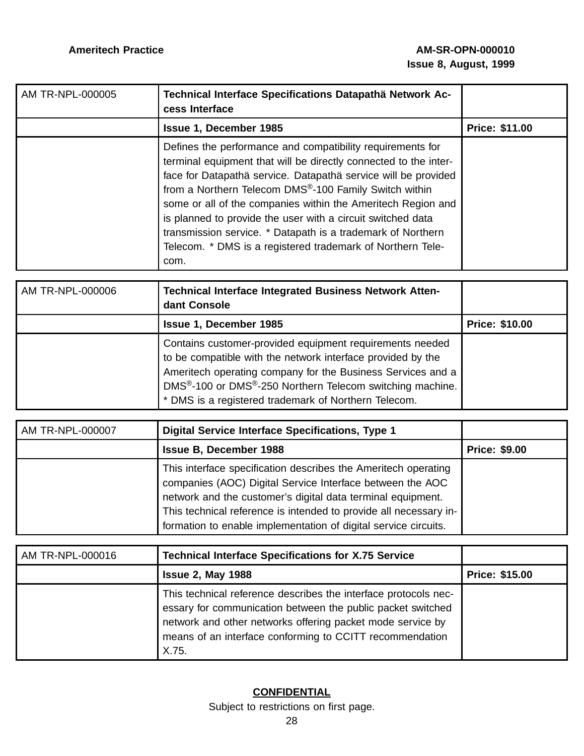| AM TR-NPL-000005 | **Technical Interface Specifications Datapathä Network Access Interface** | |
|---|---|---|
| | **Issue 1, December 1985** | **Price: $11.00** |
| | Defines the performance and compatibility requirements for terminal equipment that will be directly connected to the interface for Datapathä service. Datapathä service will be provided from a Northern Telecom DMS®-100 Family Switch within some or all of the companies within the Ameritech Region and is planned to provide the user with a circuit switched data transmission service. * Datapath is a trademark of Northern Telecom. * DMS is a registered trademark of Northern Telecom. | |

| AM TR-NPL-000006 | **Technical Interface Integrated Business Network Attendant Console** | |
|---|---|---|
| | **Issue 1, December 1985** | **Price: $10.00** |
| | Contains customer-provided equipment requirements needed to be compatible with the network interface provided by the Ameritech operating company for the Business Services and a DMS®-100 or DMS®-250 Northern Telecom switching machine. * DMS is a registered trademark of Northern Telecom. | |

| AM TR-NPL-000007 | **Digital Service Interface Specifications, Type 1** | |
|---|---|---|
| | **Issue B, December 1988** | **Price: $9.00** |
| | This interface specification describes the Ameritech operating companies (AOC) Digital Service Interface between the AOC network and the customer's digital data terminal equipment. This technical reference is intended to provide all necessary information to enable implementation of digital service circuits. | |

| AM TR-NPL-000016 | **Technical Interface Specifications for X.75 Service** | |
|---|---|---|
| | **Issue 2, May 1988** | **Price: $15.00** |
| | This technical reference describes the interface protocols necessary for communication between the public packet switched network and other networks offering packet mode service by means of an interface conforming to CCITT recommendation X.75. | |

**CONFIDENTIAL**

Subject to restrictions on first page.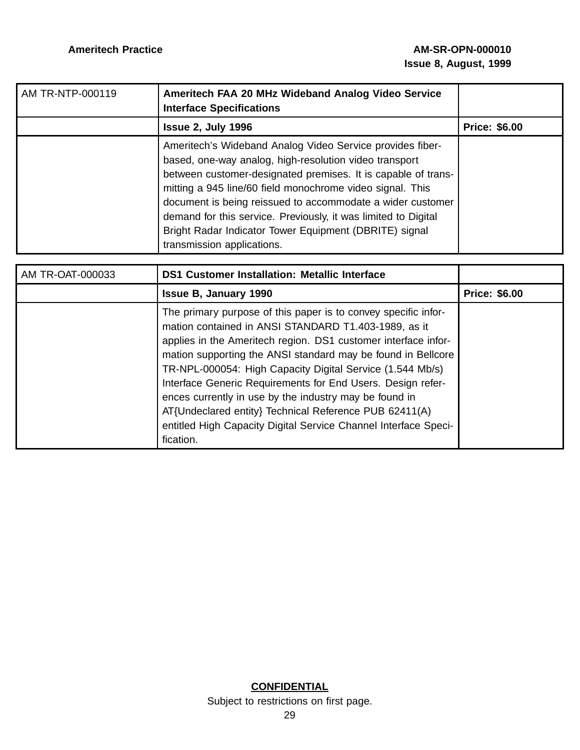| AM TR-NTP-000119 | **Ameritech FAA 20 MHz Wideband Analog Video Service Interface Specifications** | |
|---|---|---|
| | **Issue 2, July 1996** | **Price: $6.00** |
| | Ameritech's Wideband Analog Video Service provides fiber-based, one-way analog, high-resolution video transport between customer-designated premises. It is capable of transmitting a 945 line/60 field monochrome video signal. This document is being reissued to accommodate a wider customer demand for this service. Previously, it was limited to Digital Bright Radar Indicator Tower Equipment (DBRITE) signal transmission applications. | |

| AM TR-OAT-000033 | **DS1 Customer Installation: Metallic Interface** | |
|---|---|---|
| | **Issue B, January 1990** | **Price: $6.00** |
| | The primary purpose of this paper is to convey specific information contained in ANSI STANDARD T1.403-1989, as it applies in the Ameritech region. DS1 customer interface information supporting the ANSI standard may be found in Bellcore TR-NPL-000054: High Capacity Digital Service (1.544 Mb/s) Interface Generic Requirements for End Users. Design references currently in use by the industry may be found in AT{Undeclared entity} Technical Reference PUB 62411(A) entitled High Capacity Digital Service Channel Interface Specification. | |

**CONFIDENTIAL**

Subject to restrictions on first page.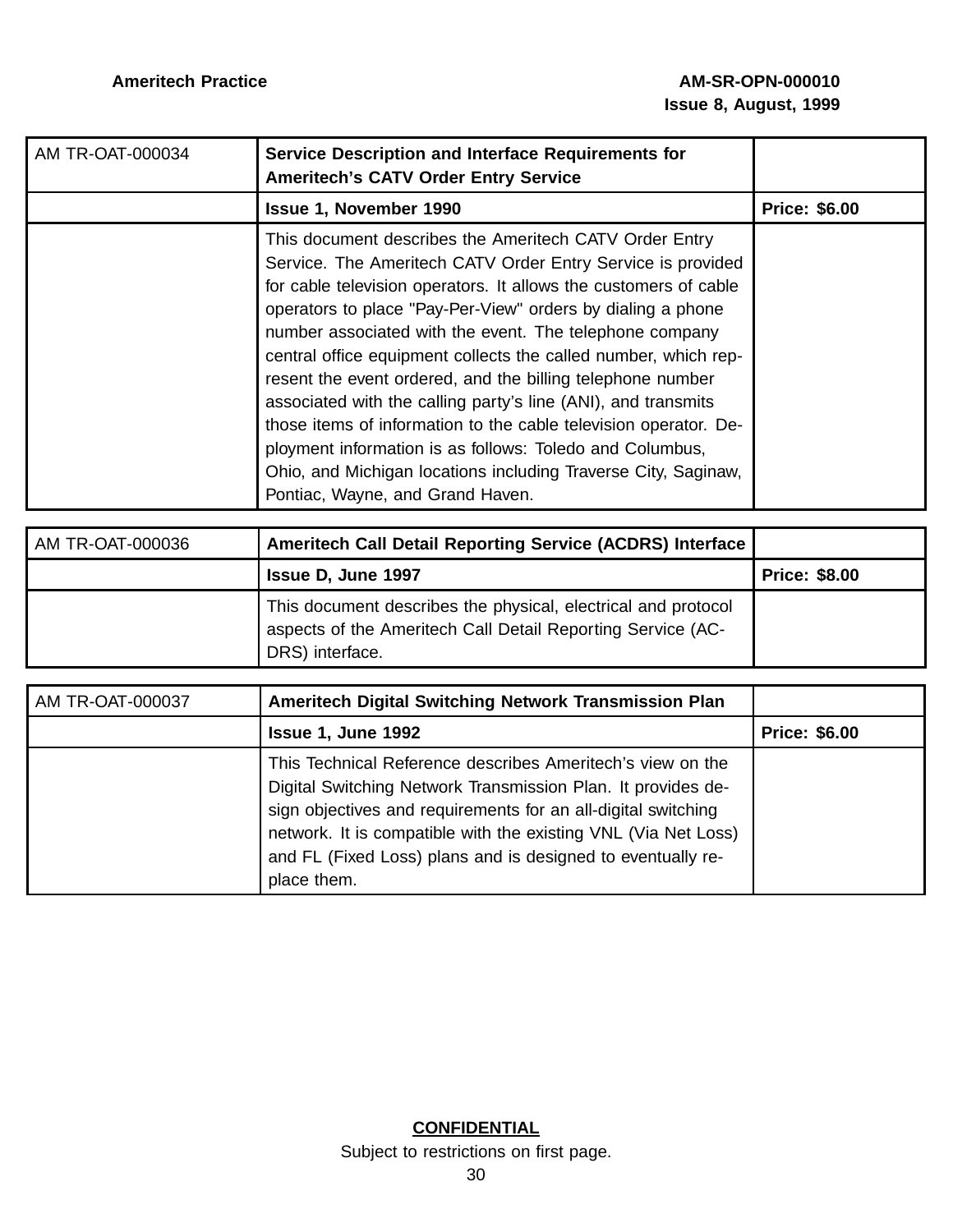| AM TR-OAT-000034 | **Service Description and Interface Requirements for Ameritech's CATV Order Entry Service** | |
|---|---|---|
| | **Issue 1, November 1990** | **Price: $6.00** |
| | This document describes the Ameritech CATV Order Entry Service. The Ameritech CATV Order Entry Service is provided for cable television operators. It allows the customers of cable operators to place "Pay-Per-View" orders by dialing a phone number associated with the event. The telephone company central office equipment collects the called number, which represent the event ordered, and the billing telephone number associated with the calling party's line (ANI), and transmits those items of information to the cable television operator. Deployment information is as follows: Toledo and Columbus, Ohio, and Michigan locations including Traverse City, Saginaw, Pontiac, Wayne, and Grand Haven. | |

| AM TR-OAT-000036 | **Ameritech Call Detail Reporting Service (ACDRS) Interface** | |
|---|---|---|
| | **Issue D, June 1997** | **Price: $8.00** |
| | This document describes the physical, electrical and protocol aspects of the Ameritech Call Detail Reporting Service (ACDRS) interface. | |

| AM TR-OAT-000037 | **Ameritech Digital Switching Network Transmission Plan** | |
|---|---|---|
| | **Issue 1, June 1992** | **Price: $6.00** |
| | This Technical Reference describes Ameritech's view on the Digital Switching Network Transmission Plan. It provides design objectives and requirements for an all-digital switching network. It is compatible with the existing VNL (Via Net Loss) and FL (Fixed Loss) plans and is designed to eventually replace them. | |

**CONFIDENTIAL**

Subject to restrictions on first page.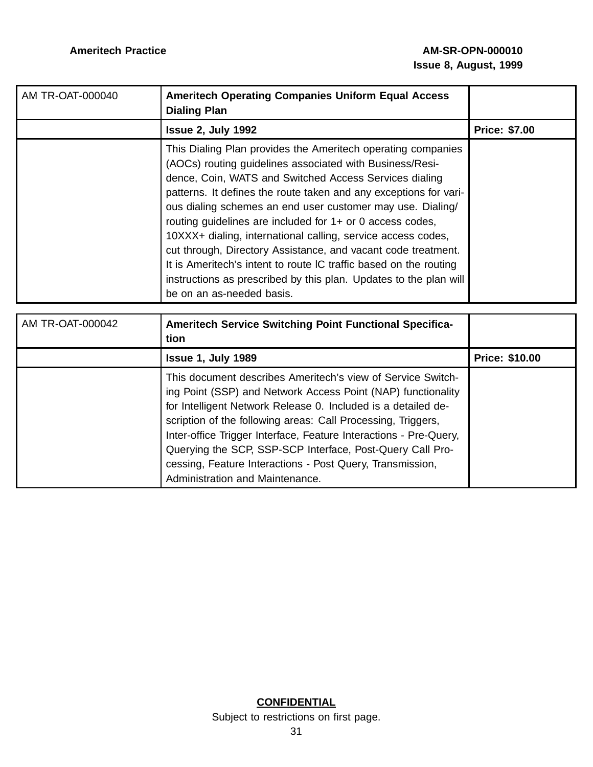| AM TR-OAT-000040 | **Ameritech Operating Companies Uniform Equal Access Dialing Plan** | |
|---|---|---|
| | **Issue 2, July 1992** | **Price: $7.00** |
| | This Dialing Plan provides the Ameritech operating companies (AOCs) routing guidelines associated with Business/Residence, Coin, WATS and Switched Access Services dialing patterns. It defines the route taken and any exceptions for various dialing schemes an end user customer may use. Dialing/routing guidelines are included for 1+ or 0 access codes, 10XXX+ dialing, international calling, service access codes, cut through, Directory Assistance, and vacant code treatment. It is Ameritech's intent to route lC traffic based on the routing instructions as prescribed by this plan. Updates to the plan will be on an as-needed basis. | |

| AM TR-OAT-000042 | **Ameritech Service Switching Point Functional Specification** | |
|---|---|---|
| | **Issue 1, July 1989** | **Price: $10.00** |
| | This document describes Ameritech's view of Service Switching Point (SSP) and Network Access Point (NAP) functionality for Intelligent Network Release 0. Included is a detailed description of the following areas: Call Processing, Triggers, Inter-office Trigger Interface, Feature Interactions - Pre-Query, Querying the SCP, SSP-SCP Interface, Post-Query Call Processing, Feature Interactions - Post Query, Transmission, Administration and Maintenance. | |

**CONFIDENTIAL**

Subject to restrictions on first page.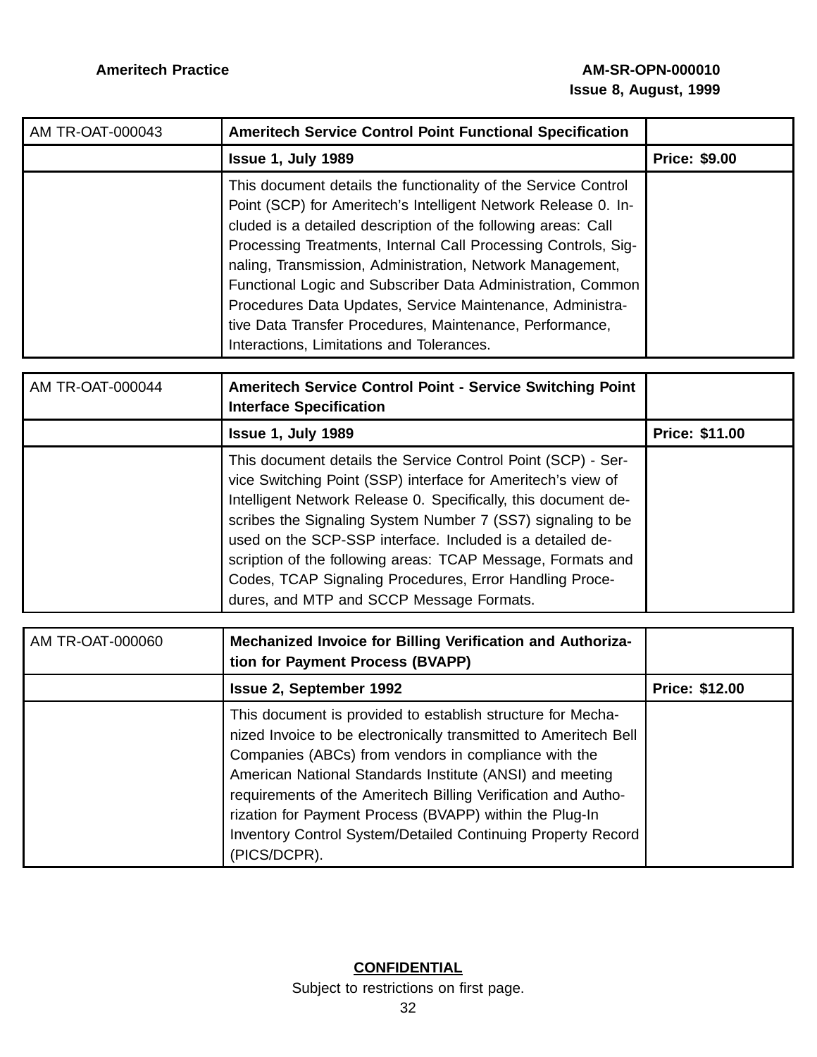| AM TR-OAT-000043 | **Ameritech Service Control Point Functional Specification** | |
|---|---|---|
| | **Issue 1, July 1989** | **Price: $9.00** |
| | This document details the functionality of the Service Control Point (SCP) for Ameritech's Intelligent Network Release 0. Included is a detailed description of the following areas: Call Processing Treatments, Internal Call Processing Controls, Signaling, Transmission, Administration, Network Management, Functional Logic and Subscriber Data Administration, Common Procedures Data Updates, Service Maintenance, Administrative Data Transfer Procedures, Maintenance, Performance, Interactions, Limitations and Tolerances. | |

| AM TR-OAT-000044 | **Ameritech Service Control Point - Service Switching Point Interface Specification** | |
|---|---|---|
| | **Issue 1, July 1989** | **Price: $11.00** |
| | This document details the Service Control Point (SCP) - Service Switching Point (SSP) interface for Ameritech's view of Intelligent Network Release 0. Specifically, this document describes the Signaling System Number 7 (SS7) signaling to be used on the SCP-SSP interface. Included is a detailed description of the following areas: TCAP Message, Formats and Codes, TCAP Signaling Procedures, Error Handling Procedures, and MTP and SCCP Message Formats. | |

| AM TR-OAT-000060 | **Mechanized Invoice for Billing Verification and Authorization for Payment Process (BVAPP)** | |
|---|---|---|
| | **Issue 2, September 1992** | **Price: $12.00** |
| | This document is provided to establish structure for Mechanized Invoice to be electronically transmitted to Ameritech Bell Companies (ABCs) from vendors in compliance with the American National Standards Institute (ANSI) and meeting requirements of the Ameritech Billing Verification and Authorization for Payment Process (BVAPP) within the Plug-In Inventory Control System/Detailed Continuing Property Record (PICS/DCPR). | |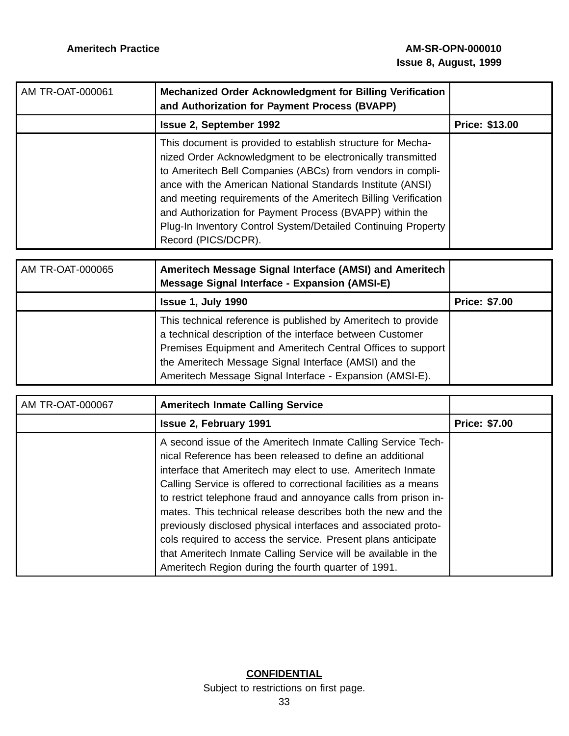| AM TR-OAT-000061 | **Mechanized Order Acknowledgment for Billing Verification and Authorization for Payment Process (BVAPP)** | |
|---|---|---|
| | **Issue 2, September 1992** | **Price: $13.00** |
| | This document is provided to establish structure for Mechanized Order Acknowledgment to be electronically transmitted to Ameritech Bell Companies (ABCs) from vendors in compliance with the American National Standards Institute (ANSI) and meeting requirements of the Ameritech Billing Verification and Authorization for Payment Process (BVAPP) within the Plug-In Inventory Control System/Detailed Continuing Property Record (PICS/DCPR). | |

| AM TR-OAT-000065 | **Ameritech Message Signal Interface (AMSI) and Ameritech Message Signal Interface - Expansion (AMSI-E)** | |
|---|---|---|
| | **Issue 1, July 1990** | **Price: $7.00** |
| | This technical reference is published by Ameritech to provide a technical description of the interface between Customer Premises Equipment and Ameritech Central Offices to support the Ameritech Message Signal Interface (AMSI) and the Ameritech Message Signal Interface - Expansion (AMSI-E). | |

| AM TR-OAT-000067 | **Ameritech Inmate Calling Service** | |
|---|---|---|
| | **Issue 2, February 1991** | **Price: $7.00** |
| | A second issue of the Ameritech Inmate Calling Service Technical Reference has been released to define an additional interface that Ameritech may elect to use. Ameritech Inmate Calling Service is offered to correctional facilities as a means to restrict telephone fraud and annoyance calls from prison inmates. This technical release describes both the new and the previously disclosed physical interfaces and associated protocols required to access the service. Present plans anticipate that Ameritech Inmate Calling Service will be available in the Ameritech Region during the fourth quarter of 1991. | |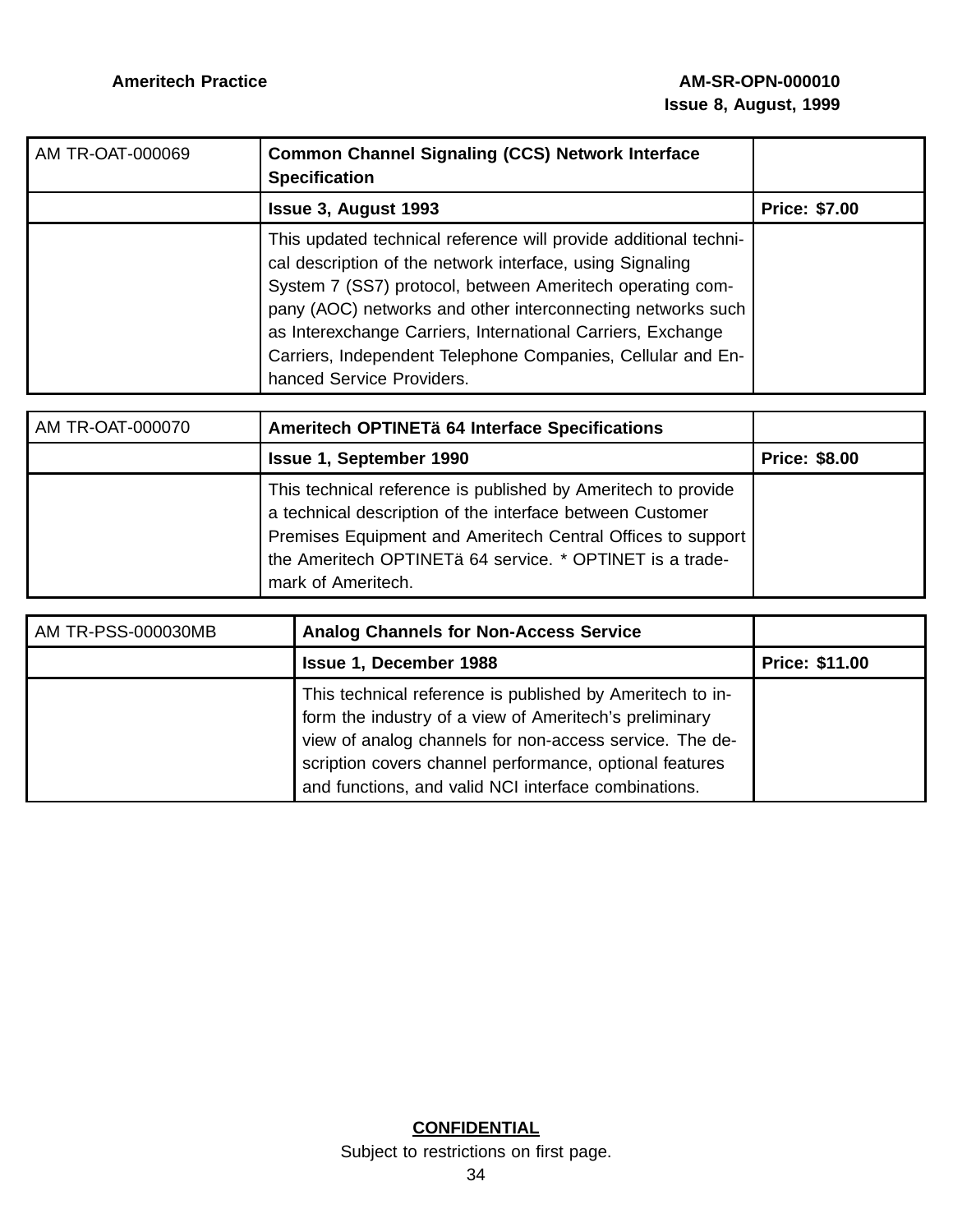| AM TR-OAT-000069 | **Common Channel Signaling (CCS) Network Interface Specification** | |
|---|---|---|
| | **Issue 3, August 1993** | **Price: $7.00** |
| | This updated technical reference will provide additional technical description of the network interface, using Signaling System 7 (SS7) protocol, between Ameritech operating company (AOC) networks and other interconnecting networks such as Interexchange Carriers, International Carriers, Exchange Carriers, Independent Telephone Companies, Cellular and Enhanced Service Providers. | |

| AM TR-OAT-000070 | **Ameritech OPTINETä 64 Interface Specifications** | |
|---|---|---|
| | **Issue 1, September 1990** | **Price: $8.00** |
| | This technical reference is published by Ameritech to provide a technical description of the interface between Customer Premises Equipment and Ameritech Central Offices to support the Ameritech OPTINETä 64 service. * OPTINET is a trademark of Ameritech. | |

| AM TR-PSS-000030MB | **Analog Channels for Non-Access Service** | |
|---|---|---|
| | **Issue 1, December 1988** | **Price: $11.00** |
| | This technical reference is published by Ameritech to inform the industry of a view of Ameritech's preliminary view of analog channels for non-access service. The description covers channel performance, optional features and functions, and valid NCI interface combinations. | |

**CONFIDENTIAL**
Subject to restrictions on first page.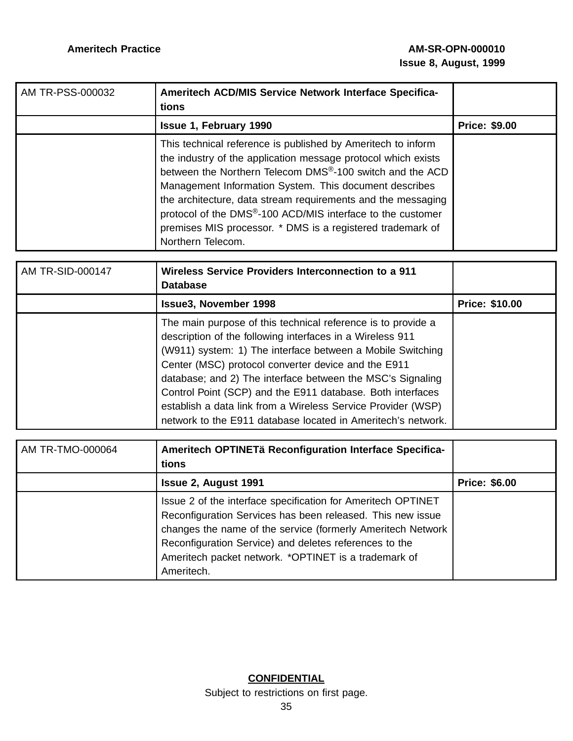| AM TR-PSS-000032 | **Ameritech ACD/MIS Service Network Interface Specifications** | |
|---|---|---|
| | **Issue 1, February 1990** | **Price: $9.00** |
| | This technical reference is published by Ameritech to inform the industry of the application message protocol which exists between the Northern Telecom DMS®-100 switch and the ACD Management Information System. This document describes the architecture, data stream requirements and the messaging protocol of the DMS®-100 ACD/MIS interface to the customer premises MIS processor. * DMS is a registered trademark of Northern Telecom. | |

| AM TR-SID-000147 | **Wireless Service Providers Interconnection to a 911 Database** | |
|---|---|---|
| | **Issue3, November 1998** | **Price: $10.00** |
| | The main purpose of this technical reference is to provide a description of the following interfaces in a Wireless 911 (W911) system: 1) The interface between a Mobile Switching Center (MSC) protocol converter device and the E911 database; and 2) The interface between the MSC's Signaling Control Point (SCP) and the E911 database. Both interfaces establish a data link from a Wireless Service Provider (WSP) network to the E911 database located in Ameritech's network. | |

| AM TR-TMO-000064 | **Ameritech OPTINETä Reconfiguration Interface Specifications** | |
|---|---|---|
| | **Issue 2, August 1991** | **Price: $6.00** |
| | Issue 2 of the interface specification for Ameritech OPTINET Reconfiguration Services has been released. This new issue changes the name of the service (formerly Ameritech Network Reconfiguration Service) and deletes references to the Ameritech packet network. *OPTINET is a trademark of Ameritech. | |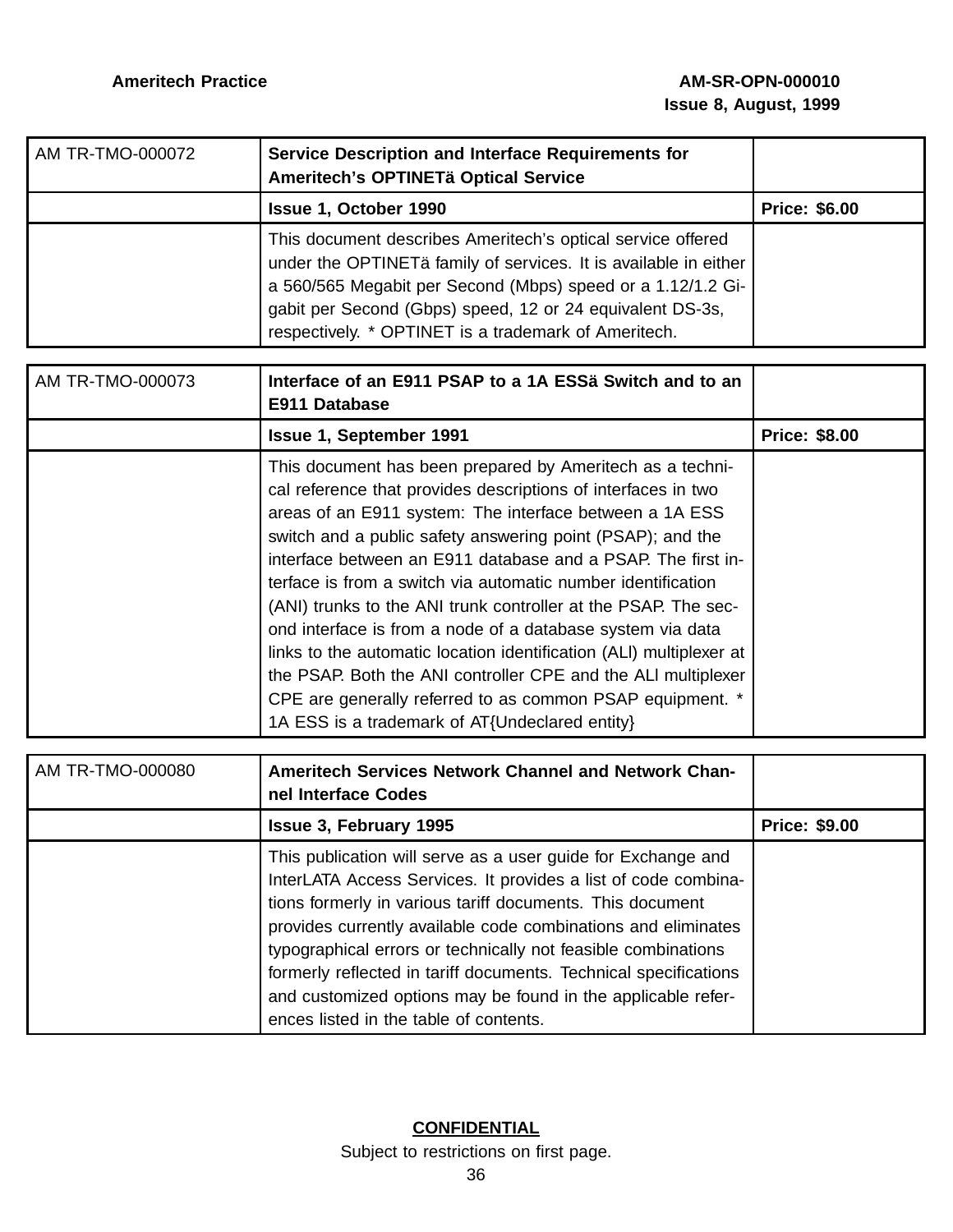| AM TR-TMO-000072 | **Service Description and Interface Requirements for Ameritech's OPTINETä Optical Service** | |
|---|---|---|
| | **Issue 1, October 1990** | **Price: $6.00** |
| | This document describes Ameritech's optical service offered under the OPTINETä family of services. It is available in either a 560/565 Megabit per Second (Mbps) speed or a 1.12/1.2 Gigabit per Second (Gbps) speed, 12 or 24 equivalent DS-3s, respectively. * OPTINET is a trademark of Ameritech. | |

| AM TR-TMO-000073 | **Interface of an E911 PSAP to a 1A ESSä Switch and to an E911 Database** | |
|---|---|---|
| | **Issue 1, September 1991** | **Price: $8.00** |
| | This document has been prepared by Ameritech as a technical reference that provides descriptions of interfaces in two areas of an E911 system: The interface between a 1A ESS switch and a public safety answering point (PSAP); and the interface between an E911 database and a PSAP. The first interface is from a switch via automatic number identification (ANI) trunks to the ANI trunk controller at the PSAP. The second interface is from a node of a database system via data links to the automatic location identification (ALI) multiplexer at the PSAP. Both the ANI controller CPE and the ALI multiplexer CPE are generally referred to as common PSAP equipment. * 1A ESS is a trademark of AT{Undeclared entity} | |

| AM TR-TMO-000080 | **Ameritech Services Network Channel and Network Channel Interface Codes** | |
|---|---|---|
| | **Issue 3, February 1995** | **Price: $9.00** |
| | This publication will serve as a user guide for Exchange and InterLATA Access Services. It provides a list of code combinations formerly in various tariff documents. This document provides currently available code combinations and eliminates typographical errors or technically not feasible combinations formerly reflected in tariff documents. Technical specifications and customized options may be found in the applicable references listed in the table of contents. | |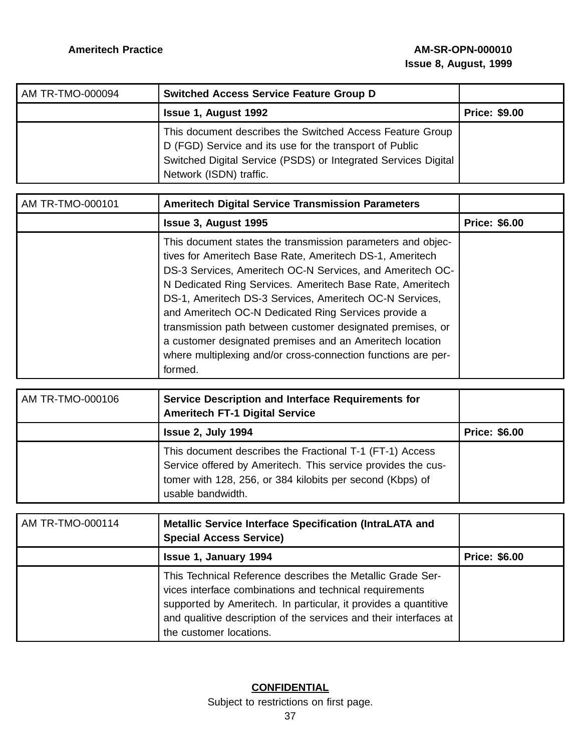| AM TR-TMO-000094 | **Switched Access Service Feature Group D** | |
|---|---|---|
| | **Issue 1, August 1992** | **Price: $9.00** |
| | This document describes the Switched Access Feature Group D (FGD) Service and its use for the transport of Public Switched Digital Service (PSDS) or Integrated Services Digital Network (ISDN) traffic. | |

| AM TR-TMO-000101 | **Ameritech Digital Service Transmission Parameters** | |
|---|---|---|
| | **Issue 3, August 1995** | **Price: $6.00** |
| | This document states the transmission parameters and objectives for Ameritech Base Rate, Ameritech DS-1, Ameritech DS-3 Services, Ameritech OC-N Services, and Ameritech OC-N Dedicated Ring Services. Ameritech Base Rate, Ameritech DS-1, Ameritech DS-3 Services, Ameritech OC-N Services, and Ameritech OC-N Dedicated Ring Services provide a transmission path between customer designated premises, or a customer designated premises and an Ameritech location where multiplexing and/or cross-connection functions are performed. | |

| AM TR-TMO-000106 | **Service Description and Interface Requirements for Ameritech FT-1 Digital Service** | |
|---|---|---|
| | **Issue 2, July 1994** | **Price: $6.00** |
| | This document describes the Fractional T-1 (FT-1) Access Service offered by Ameritech. This service provides the customer with 128, 256, or 384 kilobits per second (Kbps) of usable bandwidth. | |

| AM TR-TMO-000114 | **Metallic Service Interface Specification (IntraLATA and Special Access Service)** | |
|---|---|---|
| | **Issue 1, January 1994** | **Price: $6.00** |
| | This Technical Reference describes the Metallic Grade Services interface combinations and technical requirements supported by Ameritech. In particular, it provides a quantitive and qualitive description of the services and their interfaces at the customer locations. | |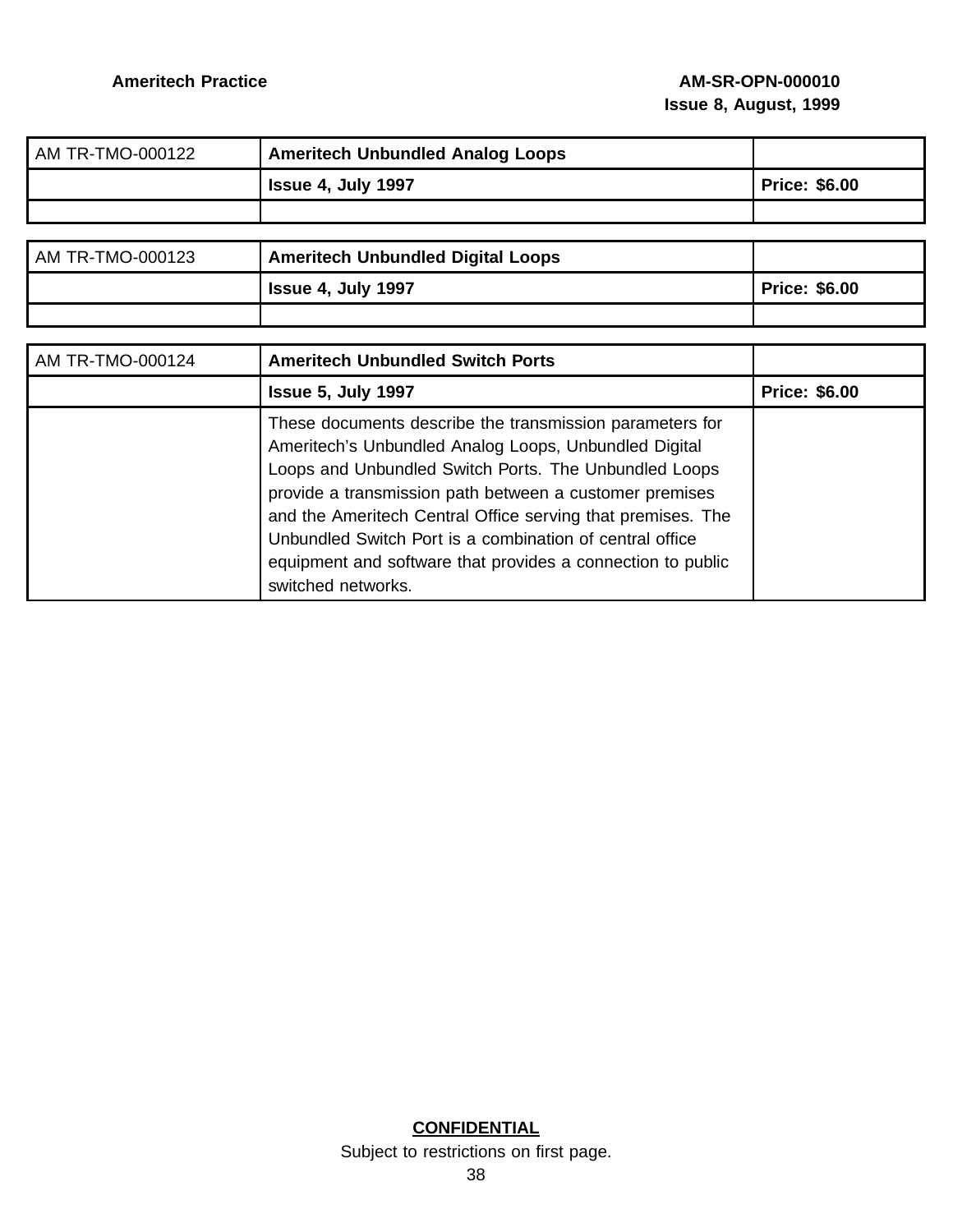| AM TR-TMO-000122 | **Ameritech Unbundled Analog Loops** | |
|---|---|---|
| | **Issue 4, July 1997** | **Price: $6.00** |
| | | |

| AM TR-TMO-000123 | **Ameritech Unbundled Digital Loops** | |
|---|---|---|
| | **Issue 4, July 1997** | **Price: $6.00** |
| | | |

| AM TR-TMO-000124 | **Ameritech Unbundled Switch Ports** | |
|---|---|---|
| | **Issue 5, July 1997** | **Price: $6.00** |
| | These documents describe the transmission parameters for Ameritech's Unbundled Analog Loops, Unbundled Digital Loops and Unbundled Switch Ports. The Unbundled Loops provide a transmission path between a customer premises and the Ameritech Central Office serving that premises. The Unbundled Switch Port is a combination of central office equipment and software that provides a connection to public switched networks. | |

**CONFIDENTIAL**

Subject to restrictions on first page.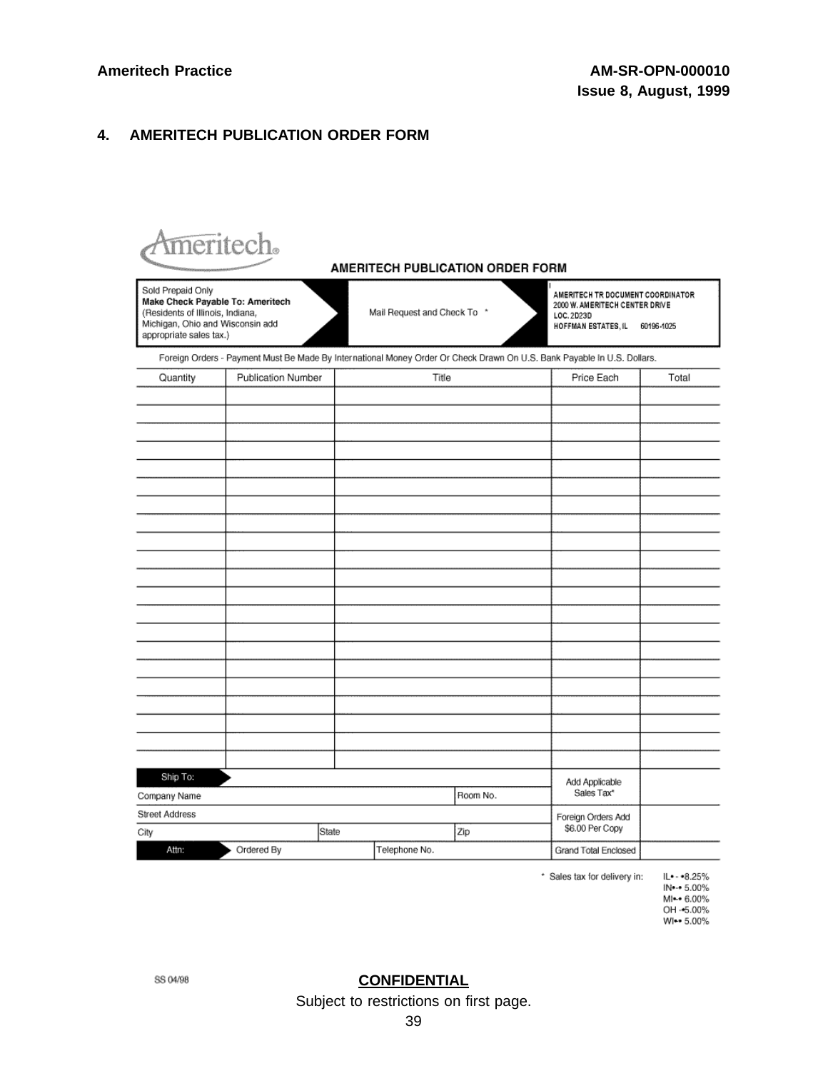## 4. AMERITECH PUBLICATION ORDER FORM

Ameritech®

**AMERITECH PUBLICATION ORDER FORM**

Sold Prepaid Only
**Make Check Payable To: Ameritech**
(Residents of Illinois, Indiana, Michigan, Ohio and Wisconsin add appropriate sales tax.)

Mail Request and Check To *

AMERITECH TR DOCUMENT COORDINATOR
2000 W. AMERITECH CENTER DRIVE
LOC. 2D23D
HOFFMAN ESTATES, IL 60196-1025

Foreign Orders - Payment Must Be Made By International Money Order Or Check Drawn On U.S. Bank Payable In U.S. Dollars.

| Quantity | Publication Number | Title | Price Each | Total |
|---|---|---|---|---|
| | | | | |
| | | | | |
| | | | | |
| | | | | |
| | | | | |
| | | | | |
| | | | | |
| | | | | |
| | | | | |
| | | | | |
| | | | | |
| | | | | |
| | | | | |
| | | | | |
| | | | | |
| | | | | |
| | | | | |
| | | | | |
| | | | | |
| | | | | |
| | | | | |

| | | | |
|---|---|---|---|
| Ship To: | | Add Applicable Sales Tax* | |
| Company Name | Room No. | | |
| Street Address | | Foreign Orders Add $6.00 Per Copy | |
| City / State | Zip | | |
| Attn: Ordered By | Telephone No. | Grand Total Enclosed | |

\* Sales tax for delivery in:

IL - 8.25%
IN - 5.00%
MI - 6.00%
OH - 5.00%
WI - 5.00%

SS 04/98

**CONFIDENTIAL**
Subject to restrictions on first page.